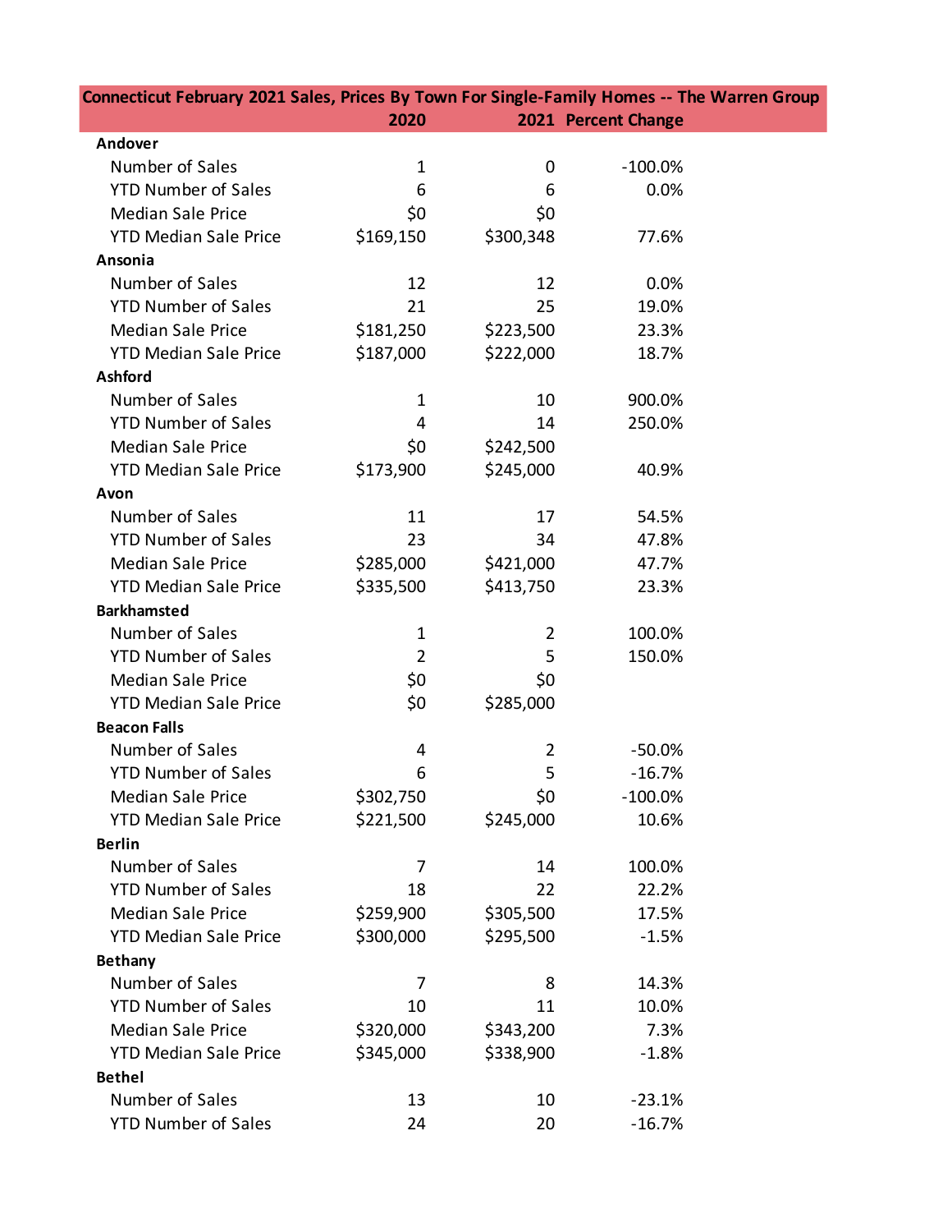| Connecticut February 2021 Sales, Prices By Town For Single-Family Homes -- The Warren Group | 2020 | 2021 | Percent Change |
|---|---|---|---|
| **Andover** | | | |
| Number of Sales | 1 | 0 | -100.0% |
| YTD Number of Sales | 6 | 6 | 0.0% |
| Median Sale Price | $0 | $0 | |
| YTD Median Sale Price | $169,150 | $300,348 | 77.6% |
| **Ansonia** | | | |
| Number of Sales | 12 | 12 | 0.0% |
| YTD Number of Sales | 21 | 25 | 19.0% |
| Median Sale Price | $181,250 | $223,500 | 23.3% |
| YTD Median Sale Price | $187,000 | $222,000 | 18.7% |
| **Ashford** | | | |
| Number of Sales | 1 | 10 | 900.0% |
| YTD Number of Sales | 4 | 14 | 250.0% |
| Median Sale Price | $0 | $242,500 | |
| YTD Median Sale Price | $173,900 | $245,000 | 40.9% |
| **Avon** | | | |
| Number of Sales | 11 | 17 | 54.5% |
| YTD Number of Sales | 23 | 34 | 47.8% |
| Median Sale Price | $285,000 | $421,000 | 47.7% |
| YTD Median Sale Price | $335,500 | $413,750 | 23.3% |
| **Barkhamsted** | | | |
| Number of Sales | 1 | 2 | 100.0% |
| YTD Number of Sales | 2 | 5 | 150.0% |
| Median Sale Price | $0 | $0 | |
| YTD Median Sale Price | $0 | $285,000 | |
| **Beacon Falls** | | | |
| Number of Sales | 4 | 2 | -50.0% |
| YTD Number of Sales | 6 | 5 | -16.7% |
| Median Sale Price | $302,750 | $0 | -100.0% |
| YTD Median Sale Price | $221,500 | $245,000 | 10.6% |
| **Berlin** | | | |
| Number of Sales | 7 | 14 | 100.0% |
| YTD Number of Sales | 18 | 22 | 22.2% |
| Median Sale Price | $259,900 | $305,500 | 17.5% |
| YTD Median Sale Price | $300,000 | $295,500 | -1.5% |
| **Bethany** | | | |
| Number of Sales | 7 | 8 | 14.3% |
| YTD Number of Sales | 10 | 11 | 10.0% |
| Median Sale Price | $320,000 | $343,200 | 7.3% |
| YTD Median Sale Price | $345,000 | $338,900 | -1.8% |
| **Bethel** | | | |
| Number of Sales | 13 | 10 | -23.1% |
| YTD Number of Sales | 24 | 20 | -16.7% |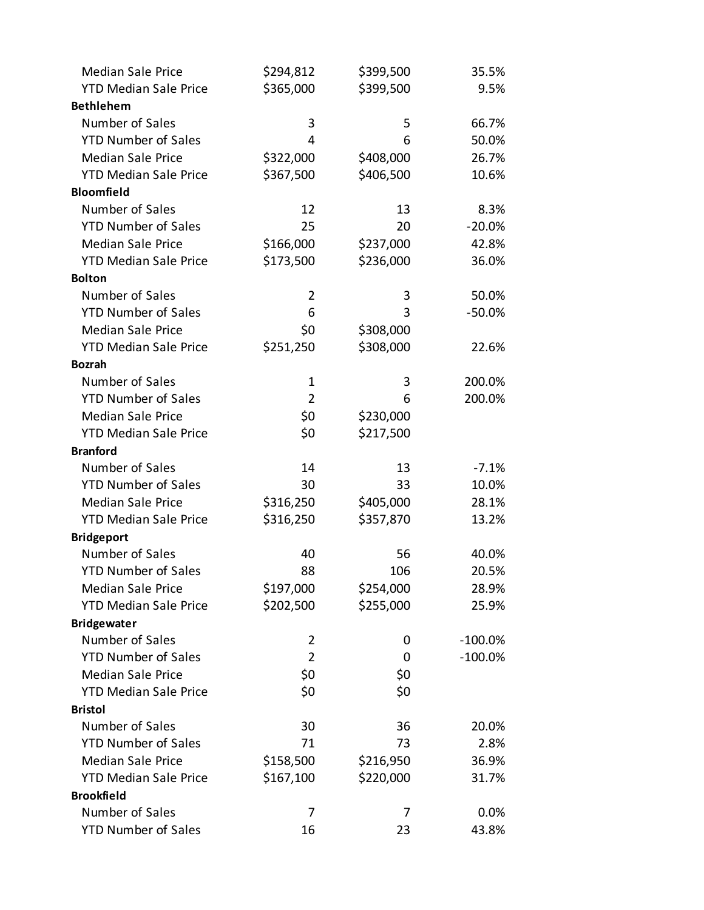| | | | |
|---|---|---|---|
| Median Sale Price | $294,812 | $399,500 | 35.5% |
| YTD Median Sale Price | $365,000 | $399,500 | 9.5% |
| **Bethlehem** | | | |
| Number of Sales | 3 | 5 | 66.7% |
| YTD Number of Sales | 4 | 6 | 50.0% |
| Median Sale Price | $322,000 | $408,000 | 26.7% |
| YTD Median Sale Price | $367,500 | $406,500 | 10.6% |
| **Bloomfield** | | | |
| Number of Sales | 12 | 13 | 8.3% |
| YTD Number of Sales | 25 | 20 | -20.0% |
| Median Sale Price | $166,000 | $237,000 | 42.8% |
| YTD Median Sale Price | $173,500 | $236,000 | 36.0% |
| **Bolton** | | | |
| Number of Sales | 2 | 3 | 50.0% |
| YTD Number of Sales | 6 | 3 | -50.0% |
| Median Sale Price | $0 | $308,000 | |
| YTD Median Sale Price | $251,250 | $308,000 | 22.6% |
| **Bozrah** | | | |
| Number of Sales | 1 | 3 | 200.0% |
| YTD Number of Sales | 2 | 6 | 200.0% |
| Median Sale Price | $0 | $230,000 | |
| YTD Median Sale Price | $0 | $217,500 | |
| **Branford** | | | |
| Number of Sales | 14 | 13 | -7.1% |
| YTD Number of Sales | 30 | 33 | 10.0% |
| Median Sale Price | $316,250 | $405,000 | 28.1% |
| YTD Median Sale Price | $316,250 | $357,870 | 13.2% |
| **Bridgeport** | | | |
| Number of Sales | 40 | 56 | 40.0% |
| YTD Number of Sales | 88 | 106 | 20.5% |
| Median Sale Price | $197,000 | $254,000 | 28.9% |
| YTD Median Sale Price | $202,500 | $255,000 | 25.9% |
| **Bridgewater** | | | |
| Number of Sales | 2 | 0 | -100.0% |
| YTD Number of Sales | 2 | 0 | -100.0% |
| Median Sale Price | $0 | $0 | |
| YTD Median Sale Price | $0 | $0 | |
| **Bristol** | | | |
| Number of Sales | 30 | 36 | 20.0% |
| YTD Number of Sales | 71 | 73 | 2.8% |
| Median Sale Price | $158,500 | $216,950 | 36.9% |
| YTD Median Sale Price | $167,100 | $220,000 | 31.7% |
| **Brookfield** | | | |
| Number of Sales | 7 | 7 | 0.0% |
| YTD Number of Sales | 16 | 23 | 43.8% |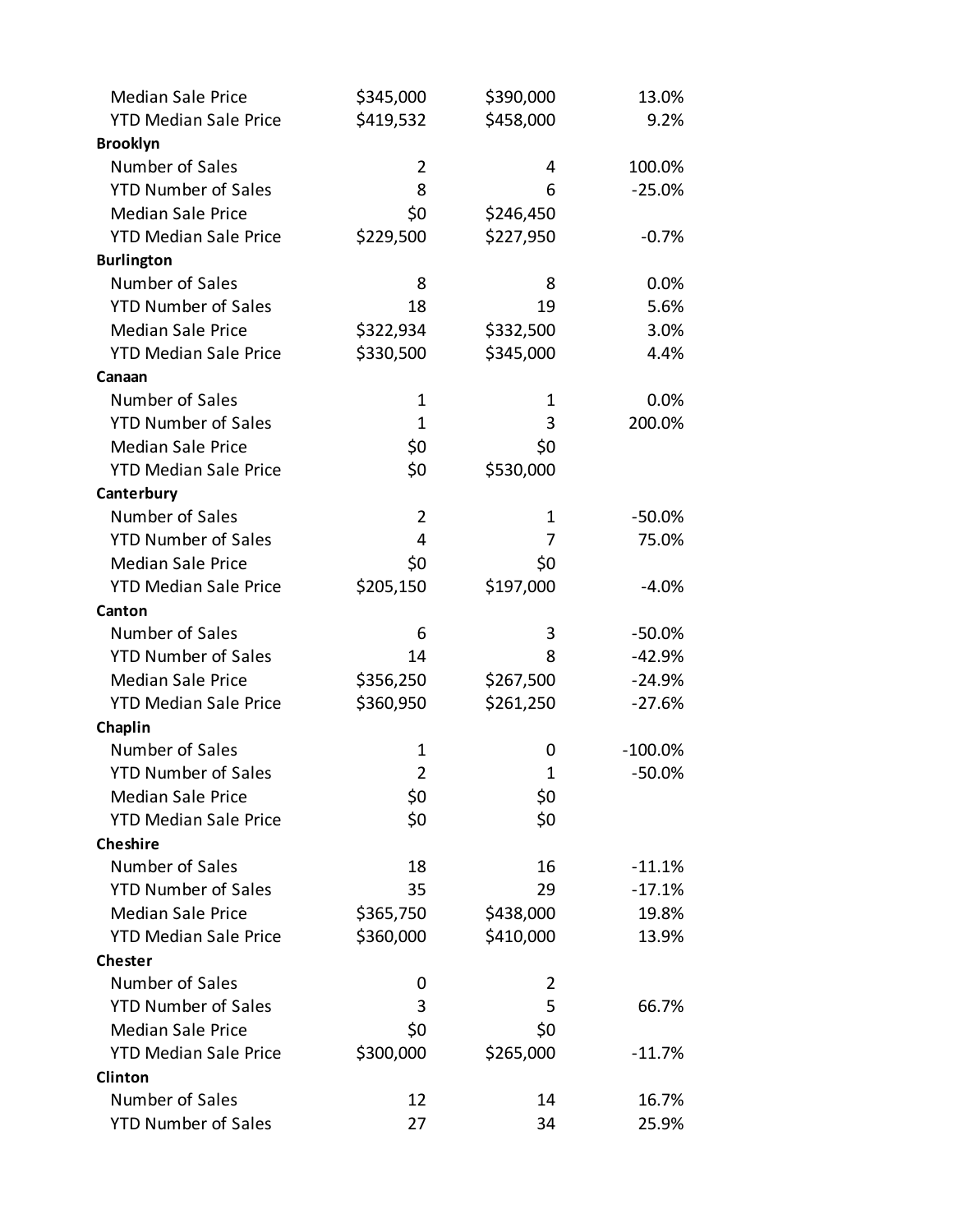| | | | |
|---|---|---|---|
| Median Sale Price | $345,000 | $390,000 | 13.0% |
| YTD Median Sale Price | $419,532 | $458,000 | 9.2% |
| **Brooklyn** | | | |
| Number of Sales | 2 | 4 | 100.0% |
| YTD Number of Sales | 8 | 6 | -25.0% |
| Median Sale Price | $0 | $246,450 | |
| YTD Median Sale Price | $229,500 | $227,950 | -0.7% |
| **Burlington** | | | |
| Number of Sales | 8 | 8 | 0.0% |
| YTD Number of Sales | 18 | 19 | 5.6% |
| Median Sale Price | $322,934 | $332,500 | 3.0% |
| YTD Median Sale Price | $330,500 | $345,000 | 4.4% |
| **Canaan** | | | |
| Number of Sales | 1 | 1 | 0.0% |
| YTD Number of Sales | 1 | 3 | 200.0% |
| Median Sale Price | $0 | $0 | |
| YTD Median Sale Price | $0 | $530,000 | |
| **Canterbury** | | | |
| Number of Sales | 2 | 1 | -50.0% |
| YTD Number of Sales | 4 | 7 | 75.0% |
| Median Sale Price | $0 | $0 | |
| YTD Median Sale Price | $205,150 | $197,000 | -4.0% |
| **Canton** | | | |
| Number of Sales | 6 | 3 | -50.0% |
| YTD Number of Sales | 14 | 8 | -42.9% |
| Median Sale Price | $356,250 | $267,500 | -24.9% |
| YTD Median Sale Price | $360,950 | $261,250 | -27.6% |
| **Chaplin** | | | |
| Number of Sales | 1 | 0 | -100.0% |
| YTD Number of Sales | 2 | 1 | -50.0% |
| Median Sale Price | $0 | $0 | |
| YTD Median Sale Price | $0 | $0 | |
| **Cheshire** | | | |
| Number of Sales | 18 | 16 | -11.1% |
| YTD Number of Sales | 35 | 29 | -17.1% |
| Median Sale Price | $365,750 | $438,000 | 19.8% |
| YTD Median Sale Price | $360,000 | $410,000 | 13.9% |
| **Chester** | | | |
| Number of Sales | 0 | 2 | |
| YTD Number of Sales | 3 | 5 | 66.7% |
| Median Sale Price | $0 | $0 | |
| YTD Median Sale Price | $300,000 | $265,000 | -11.7% |
| **Clinton** | | | |
| Number of Sales | 12 | 14 | 16.7% |
| YTD Number of Sales | 27 | 34 | 25.9% |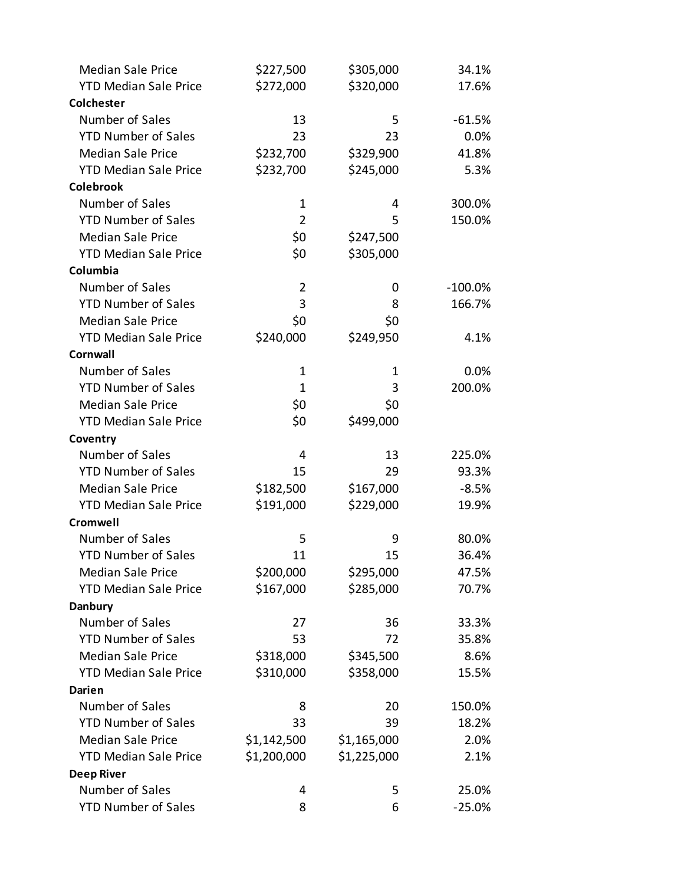| | | | |
|---|---|---|---|
| Median Sale Price | $227,500 | $305,000 | 34.1% |
| YTD Median Sale Price | $272,000 | $320,000 | 17.6% |
| **Colchester** | | | |
| Number of Sales | 13 | 5 | -61.5% |
| YTD Number of Sales | 23 | 23 | 0.0% |
| Median Sale Price | $232,700 | $329,900 | 41.8% |
| YTD Median Sale Price | $232,700 | $245,000 | 5.3% |
| **Colebrook** | | | |
| Number of Sales | 1 | 4 | 300.0% |
| YTD Number of Sales | 2 | 5 | 150.0% |
| Median Sale Price | $0 | $247,500 | |
| YTD Median Sale Price | $0 | $305,000 | |
| **Columbia** | | | |
| Number of Sales | 2 | 0 | -100.0% |
| YTD Number of Sales | 3 | 8 | 166.7% |
| Median Sale Price | $0 | $0 | |
| YTD Median Sale Price | $240,000 | $249,950 | 4.1% |
| **Cornwall** | | | |
| Number of Sales | 1 | 1 | 0.0% |
| YTD Number of Sales | 1 | 3 | 200.0% |
| Median Sale Price | $0 | $0 | |
| YTD Median Sale Price | $0 | $499,000 | |
| **Coventry** | | | |
| Number of Sales | 4 | 13 | 225.0% |
| YTD Number of Sales | 15 | 29 | 93.3% |
| Median Sale Price | $182,500 | $167,000 | -8.5% |
| YTD Median Sale Price | $191,000 | $229,000 | 19.9% |
| **Cromwell** | | | |
| Number of Sales | 5 | 9 | 80.0% |
| YTD Number of Sales | 11 | 15 | 36.4% |
| Median Sale Price | $200,000 | $295,000 | 47.5% |
| YTD Median Sale Price | $167,000 | $285,000 | 70.7% |
| **Danbury** | | | |
| Number of Sales | 27 | 36 | 33.3% |
| YTD Number of Sales | 53 | 72 | 35.8% |
| Median Sale Price | $318,000 | $345,500 | 8.6% |
| YTD Median Sale Price | $310,000 | $358,000 | 15.5% |
| **Darien** | | | |
| Number of Sales | 8 | 20 | 150.0% |
| YTD Number of Sales | 33 | 39 | 18.2% |
| Median Sale Price | $1,142,500 | $1,165,000 | 2.0% |
| YTD Median Sale Price | $1,200,000 | $1,225,000 | 2.1% |
| **Deep River** | | | |
| Number of Sales | 4 | 5 | 25.0% |
| YTD Number of Sales | 8 | 6 | -25.0% |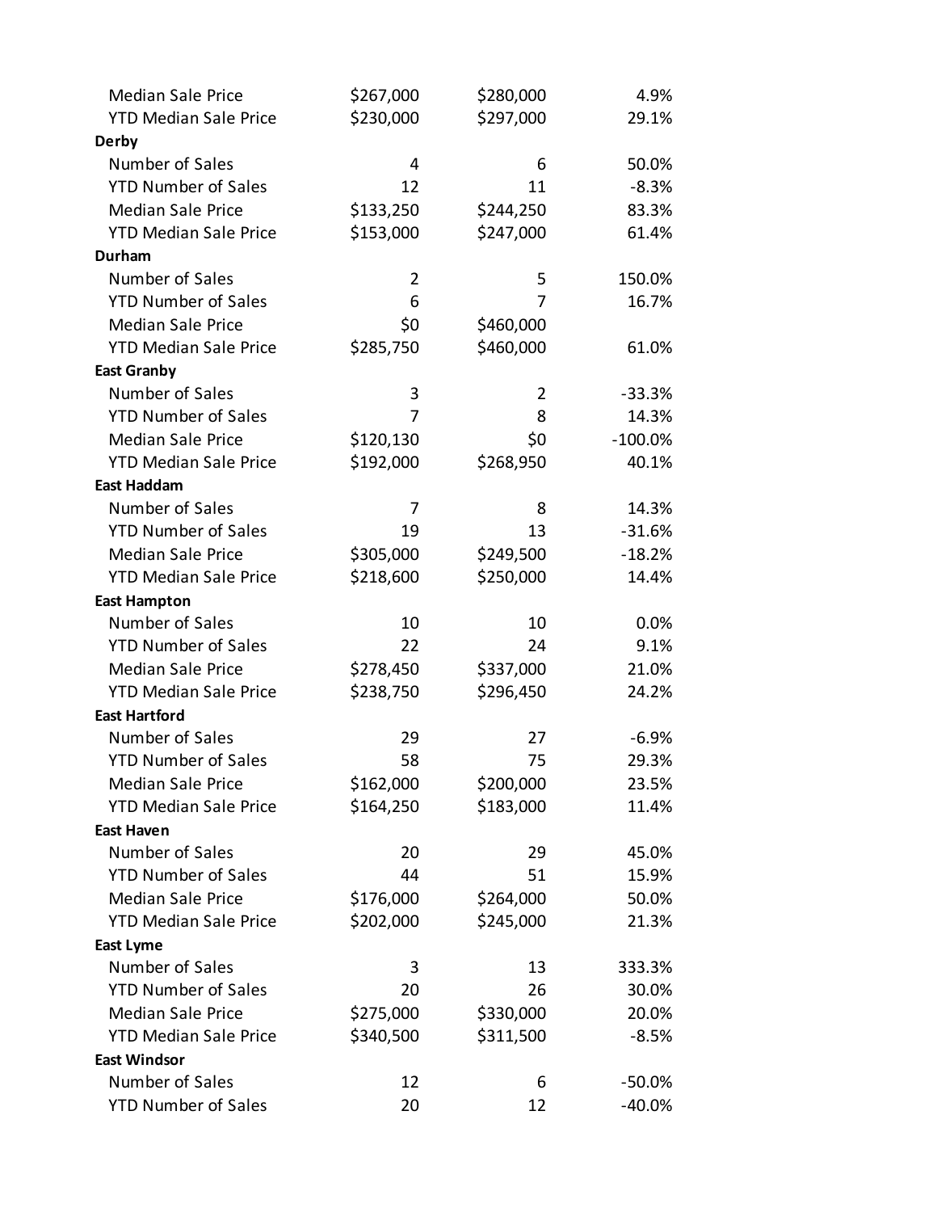| | | | |
|---|---|---|---|
| Median Sale Price | $267,000 | $280,000 | 4.9% |
| YTD Median Sale Price | $230,000 | $297,000 | 29.1% |
| **Derby** | | | |
| Number of Sales | 4 | 6 | 50.0% |
| YTD Number of Sales | 12 | 11 | -8.3% |
| Median Sale Price | $133,250 | $244,250 | 83.3% |
| YTD Median Sale Price | $153,000 | $247,000 | 61.4% |
| **Durham** | | | |
| Number of Sales | 2 | 5 | 150.0% |
| YTD Number of Sales | 6 | 7 | 16.7% |
| Median Sale Price | $0 | $460,000 | |
| YTD Median Sale Price | $285,750 | $460,000 | 61.0% |
| **East Granby** | | | |
| Number of Sales | 3 | 2 | -33.3% |
| YTD Number of Sales | 7 | 8 | 14.3% |
| Median Sale Price | $120,130 | $0 | -100.0% |
| YTD Median Sale Price | $192,000 | $268,950 | 40.1% |
| **East Haddam** | | | |
| Number of Sales | 7 | 8 | 14.3% |
| YTD Number of Sales | 19 | 13 | -31.6% |
| Median Sale Price | $305,000 | $249,500 | -18.2% |
| YTD Median Sale Price | $218,600 | $250,000 | 14.4% |
| **East Hampton** | | | |
| Number of Sales | 10 | 10 | 0.0% |
| YTD Number of Sales | 22 | 24 | 9.1% |
| Median Sale Price | $278,450 | $337,000 | 21.0% |
| YTD Median Sale Price | $238,750 | $296,450 | 24.2% |
| **East Hartford** | | | |
| Number of Sales | 29 | 27 | -6.9% |
| YTD Number of Sales | 58 | 75 | 29.3% |
| Median Sale Price | $162,000 | $200,000 | 23.5% |
| YTD Median Sale Price | $164,250 | $183,000 | 11.4% |
| **East Haven** | | | |
| Number of Sales | 20 | 29 | 45.0% |
| YTD Number of Sales | 44 | 51 | 15.9% |
| Median Sale Price | $176,000 | $264,000 | 50.0% |
| YTD Median Sale Price | $202,000 | $245,000 | 21.3% |
| **East Lyme** | | | |
| Number of Sales | 3 | 13 | 333.3% |
| YTD Number of Sales | 20 | 26 | 30.0% |
| Median Sale Price | $275,000 | $330,000 | 20.0% |
| YTD Median Sale Price | $340,500 | $311,500 | -8.5% |
| **East Windsor** | | | |
| Number of Sales | 12 | 6 | -50.0% |
| YTD Number of Sales | 20 | 12 | -40.0% |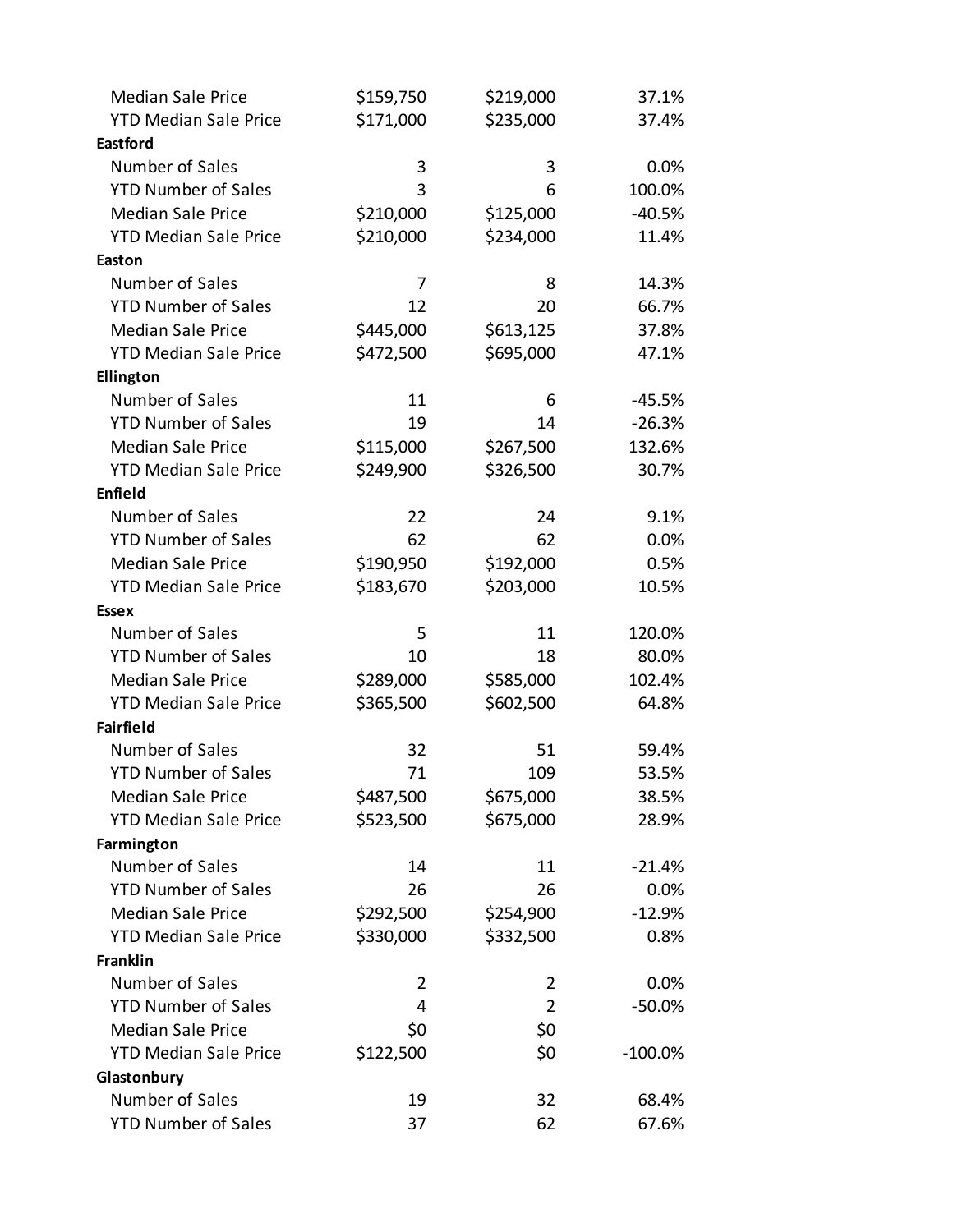| | | | |
|---|---|---|---|
| Median Sale Price | $159,750 | $219,000 | 37.1% |
| YTD Median Sale Price | $171,000 | $235,000 | 37.4% |
| **Eastford** | | | |
| Number of Sales | 3 | 3 | 0.0% |
| YTD Number of Sales | 3 | 6 | 100.0% |
| Median Sale Price | $210,000 | $125,000 | -40.5% |
| YTD Median Sale Price | $210,000 | $234,000 | 11.4% |
| **Easton** | | | |
| Number of Sales | 7 | 8 | 14.3% |
| YTD Number of Sales | 12 | 20 | 66.7% |
| Median Sale Price | $445,000 | $613,125 | 37.8% |
| YTD Median Sale Price | $472,500 | $695,000 | 47.1% |
| **Ellington** | | | |
| Number of Sales | 11 | 6 | -45.5% |
| YTD Number of Sales | 19 | 14 | -26.3% |
| Median Sale Price | $115,000 | $267,500 | 132.6% |
| YTD Median Sale Price | $249,900 | $326,500 | 30.7% |
| **Enfield** | | | |
| Number of Sales | 22 | 24 | 9.1% |
| YTD Number of Sales | 62 | 62 | 0.0% |
| Median Sale Price | $190,950 | $192,000 | 0.5% |
| YTD Median Sale Price | $183,670 | $203,000 | 10.5% |
| **Essex** | | | |
| Number of Sales | 5 | 11 | 120.0% |
| YTD Number of Sales | 10 | 18 | 80.0% |
| Median Sale Price | $289,000 | $585,000 | 102.4% |
| YTD Median Sale Price | $365,500 | $602,500 | 64.8% |
| **Fairfield** | | | |
| Number of Sales | 32 | 51 | 59.4% |
| YTD Number of Sales | 71 | 109 | 53.5% |
| Median Sale Price | $487,500 | $675,000 | 38.5% |
| YTD Median Sale Price | $523,500 | $675,000 | 28.9% |
| **Farmington** | | | |
| Number of Sales | 14 | 11 | -21.4% |
| YTD Number of Sales | 26 | 26 | 0.0% |
| Median Sale Price | $292,500 | $254,900 | -12.9% |
| YTD Median Sale Price | $330,000 | $332,500 | 0.8% |
| **Franklin** | | | |
| Number of Sales | 2 | 2 | 0.0% |
| YTD Number of Sales | 4 | 2 | -50.0% |
| Median Sale Price | $0 | $0 | |
| YTD Median Sale Price | $122,500 | $0 | -100.0% |
| **Glastonbury** | | | |
| Number of Sales | 19 | 32 | 68.4% |
| YTD Number of Sales | 37 | 62 | 67.6% |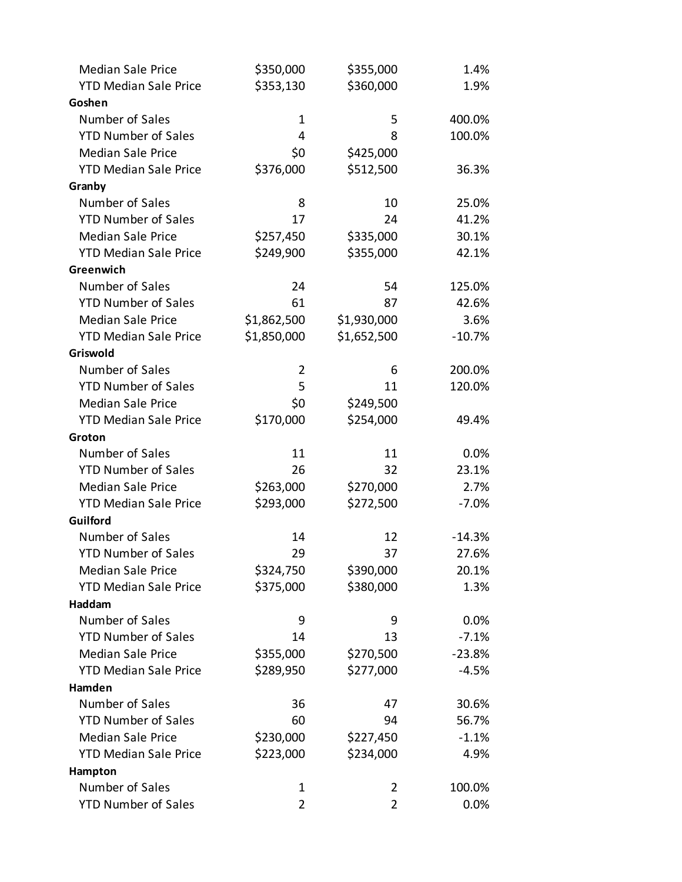| | | | |
|---|---|---|---|
| Median Sale Price | $350,000 | $355,000 | 1.4% |
| YTD Median Sale Price | $353,130 | $360,000 | 1.9% |
| **Goshen** | | | |
| Number of Sales | 1 | 5 | 400.0% |
| YTD Number of Sales | 4 | 8 | 100.0% |
| Median Sale Price | $0 | $425,000 | |
| YTD Median Sale Price | $376,000 | $512,500 | 36.3% |
| **Granby** | | | |
| Number of Sales | 8 | 10 | 25.0% |
| YTD Number of Sales | 17 | 24 | 41.2% |
| Median Sale Price | $257,450 | $335,000 | 30.1% |
| YTD Median Sale Price | $249,900 | $355,000 | 42.1% |
| **Greenwich** | | | |
| Number of Sales | 24 | 54 | 125.0% |
| YTD Number of Sales | 61 | 87 | 42.6% |
| Median Sale Price | $1,862,500 | $1,930,000 | 3.6% |
| YTD Median Sale Price | $1,850,000 | $1,652,500 | -10.7% |
| **Griswold** | | | |
| Number of Sales | 2 | 6 | 200.0% |
| YTD Number of Sales | 5 | 11 | 120.0% |
| Median Sale Price | $0 | $249,500 | |
| YTD Median Sale Price | $170,000 | $254,000 | 49.4% |
| **Groton** | | | |
| Number of Sales | 11 | 11 | 0.0% |
| YTD Number of Sales | 26 | 32 | 23.1% |
| Median Sale Price | $263,000 | $270,000 | 2.7% |
| YTD Median Sale Price | $293,000 | $272,500 | -7.0% |
| **Guilford** | | | |
| Number of Sales | 14 | 12 | -14.3% |
| YTD Number of Sales | 29 | 37 | 27.6% |
| Median Sale Price | $324,750 | $390,000 | 20.1% |
| YTD Median Sale Price | $375,000 | $380,000 | 1.3% |
| **Haddam** | | | |
| Number of Sales | 9 | 9 | 0.0% |
| YTD Number of Sales | 14 | 13 | -7.1% |
| Median Sale Price | $355,000 | $270,500 | -23.8% |
| YTD Median Sale Price | $289,950 | $277,000 | -4.5% |
| **Hamden** | | | |
| Number of Sales | 36 | 47 | 30.6% |
| YTD Number of Sales | 60 | 94 | 56.7% |
| Median Sale Price | $230,000 | $227,450 | -1.1% |
| YTD Median Sale Price | $223,000 | $234,000 | 4.9% |
| **Hampton** | | | |
| Number of Sales | 1 | 2 | 100.0% |
| YTD Number of Sales | 2 | 2 | 0.0% |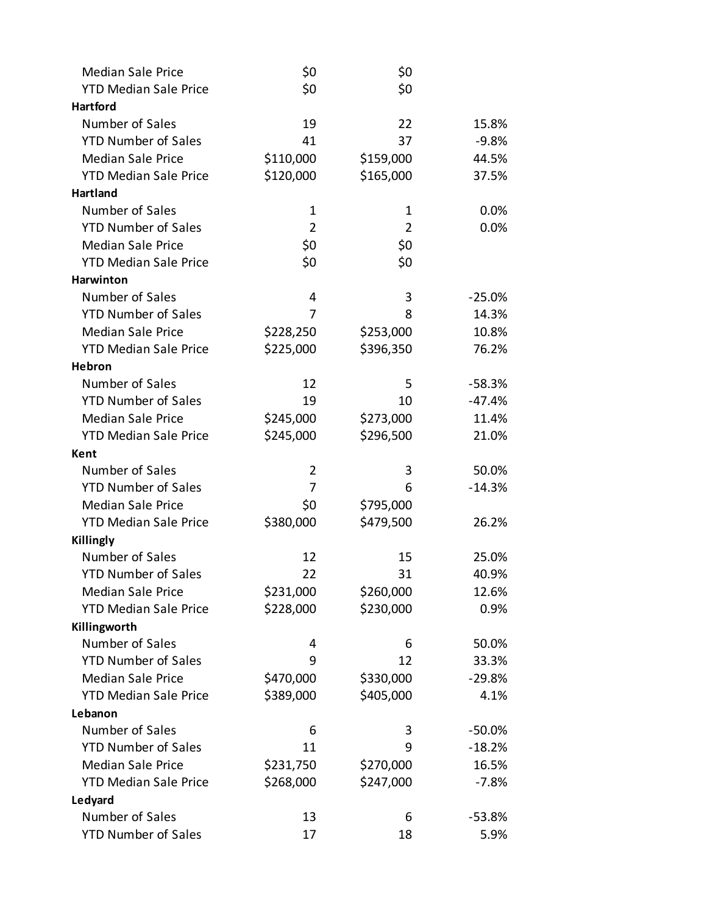| | | | |
|---|---|---|---|
| Median Sale Price | $0 | $0 | |
| YTD Median Sale Price | $0 | $0 | |
| **Hartford** | | | |
| Number of Sales | 19 | 22 | 15.8% |
| YTD Number of Sales | 41 | 37 | -9.8% |
| Median Sale Price | $110,000 | $159,000 | 44.5% |
| YTD Median Sale Price | $120,000 | $165,000 | 37.5% |
| **Hartland** | | | |
| Number of Sales | 1 | 1 | 0.0% |
| YTD Number of Sales | 2 | 2 | 0.0% |
| Median Sale Price | $0 | $0 | |
| YTD Median Sale Price | $0 | $0 | |
| **Harwinton** | | | |
| Number of Sales | 4 | 3 | -25.0% |
| YTD Number of Sales | 7 | 8 | 14.3% |
| Median Sale Price | $228,250 | $253,000 | 10.8% |
| YTD Median Sale Price | $225,000 | $396,350 | 76.2% |
| **Hebron** | | | |
| Number of Sales | 12 | 5 | -58.3% |
| YTD Number of Sales | 19 | 10 | -47.4% |
| Median Sale Price | $245,000 | $273,000 | 11.4% |
| YTD Median Sale Price | $245,000 | $296,500 | 21.0% |
| **Kent** | | | |
| Number of Sales | 2 | 3 | 50.0% |
| YTD Number of Sales | 7 | 6 | -14.3% |
| Median Sale Price | $0 | $795,000 | |
| YTD Median Sale Price | $380,000 | $479,500 | 26.2% |
| **Killingly** | | | |
| Number of Sales | 12 | 15 | 25.0% |
| YTD Number of Sales | 22 | 31 | 40.9% |
| Median Sale Price | $231,000 | $260,000 | 12.6% |
| YTD Median Sale Price | $228,000 | $230,000 | 0.9% |
| **Killingworth** | | | |
| Number of Sales | 4 | 6 | 50.0% |
| YTD Number of Sales | 9 | 12 | 33.3% |
| Median Sale Price | $470,000 | $330,000 | -29.8% |
| YTD Median Sale Price | $389,000 | $405,000 | 4.1% |
| **Lebanon** | | | |
| Number of Sales | 6 | 3 | -50.0% |
| YTD Number of Sales | 11 | 9 | -18.2% |
| Median Sale Price | $231,750 | $270,000 | 16.5% |
| YTD Median Sale Price | $268,000 | $247,000 | -7.8% |
| **Ledyard** | | | |
| Number of Sales | 13 | 6 | -53.8% |
| YTD Number of Sales | 17 | 18 | 5.9% |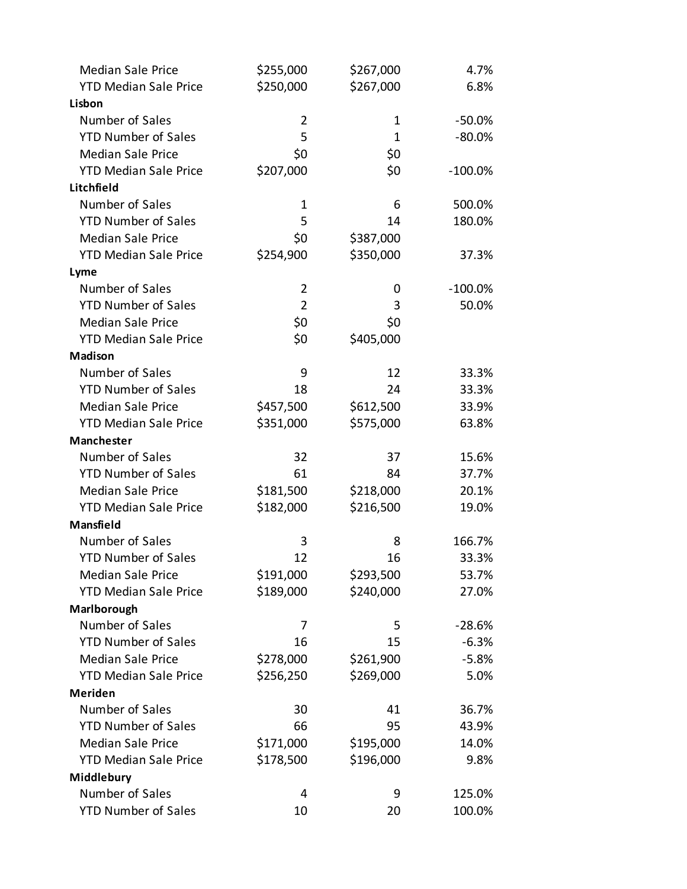| | | | |
|---|---|---|---|
| Median Sale Price | $255,000 | $267,000 | 4.7% |
| YTD Median Sale Price | $250,000 | $267,000 | 6.8% |
| **Lisbon** | | | |
| Number of Sales | 2 | 1 | -50.0% |
| YTD Number of Sales | 5 | 1 | -80.0% |
| Median Sale Price | $0 | $0 | |
| YTD Median Sale Price | $207,000 | $0 | -100.0% |
| **Litchfield** | | | |
| Number of Sales | 1 | 6 | 500.0% |
| YTD Number of Sales | 5 | 14 | 180.0% |
| Median Sale Price | $0 | $387,000 | |
| YTD Median Sale Price | $254,900 | $350,000 | 37.3% |
| **Lyme** | | | |
| Number of Sales | 2 | 0 | -100.0% |
| YTD Number of Sales | 2 | 3 | 50.0% |
| Median Sale Price | $0 | $0 | |
| YTD Median Sale Price | $0 | $405,000 | |
| **Madison** | | | |
| Number of Sales | 9 | 12 | 33.3% |
| YTD Number of Sales | 18 | 24 | 33.3% |
| Median Sale Price | $457,500 | $612,500 | 33.9% |
| YTD Median Sale Price | $351,000 | $575,000 | 63.8% |
| **Manchester** | | | |
| Number of Sales | 32 | 37 | 15.6% |
| YTD Number of Sales | 61 | 84 | 37.7% |
| Median Sale Price | $181,500 | $218,000 | 20.1% |
| YTD Median Sale Price | $182,000 | $216,500 | 19.0% |
| **Mansfield** | | | |
| Number of Sales | 3 | 8 | 166.7% |
| YTD Number of Sales | 12 | 16 | 33.3% |
| Median Sale Price | $191,000 | $293,500 | 53.7% |
| YTD Median Sale Price | $189,000 | $240,000 | 27.0% |
| **Marlborough** | | | |
| Number of Sales | 7 | 5 | -28.6% |
| YTD Number of Sales | 16 | 15 | -6.3% |
| Median Sale Price | $278,000 | $261,900 | -5.8% |
| YTD Median Sale Price | $256,250 | $269,000 | 5.0% |
| **Meriden** | | | |
| Number of Sales | 30 | 41 | 36.7% |
| YTD Number of Sales | 66 | 95 | 43.9% |
| Median Sale Price | $171,000 | $195,000 | 14.0% |
| YTD Median Sale Price | $178,500 | $196,000 | 9.8% |
| **Middlebury** | | | |
| Number of Sales | 4 | 9 | 125.0% |
| YTD Number of Sales | 10 | 20 | 100.0% |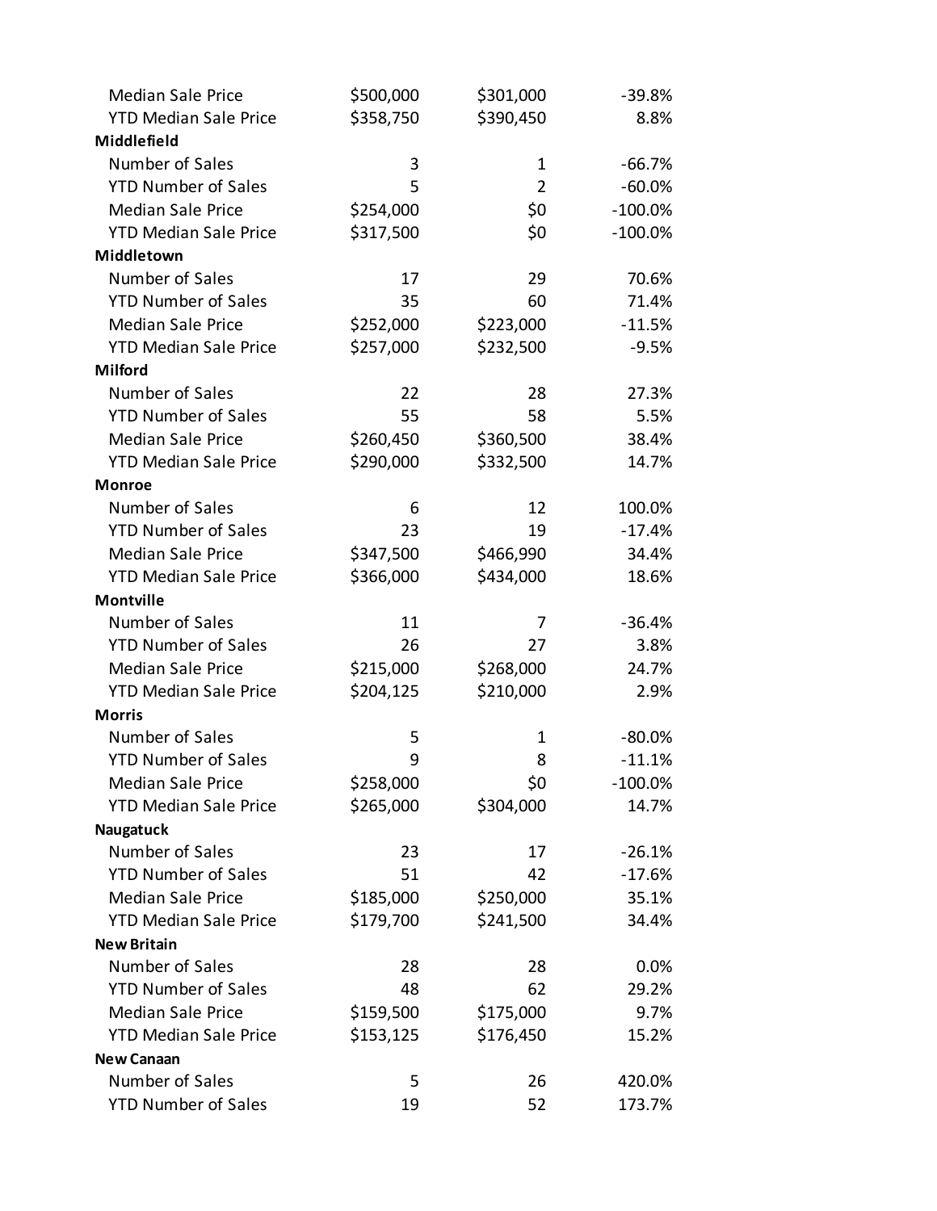| | | | |
|---|---|---|---|
| Median Sale Price | $500,000 | $301,000 | -39.8% |
| YTD Median Sale Price | $358,750 | $390,450 | 8.8% |
| **Middlefield** | | | |
| Number of Sales | 3 | 1 | -66.7% |
| YTD Number of Sales | 5 | 2 | -60.0% |
| Median Sale Price | $254,000 | $0 | -100.0% |
| YTD Median Sale Price | $317,500 | $0 | -100.0% |
| **Middletown** | | | |
| Number of Sales | 17 | 29 | 70.6% |
| YTD Number of Sales | 35 | 60 | 71.4% |
| Median Sale Price | $252,000 | $223,000 | -11.5% |
| YTD Median Sale Price | $257,000 | $232,500 | -9.5% |
| **Milford** | | | |
| Number of Sales | 22 | 28 | 27.3% |
| YTD Number of Sales | 55 | 58 | 5.5% |
| Median Sale Price | $260,450 | $360,500 | 38.4% |
| YTD Median Sale Price | $290,000 | $332,500 | 14.7% |
| **Monroe** | | | |
| Number of Sales | 6 | 12 | 100.0% |
| YTD Number of Sales | 23 | 19 | -17.4% |
| Median Sale Price | $347,500 | $466,990 | 34.4% |
| YTD Median Sale Price | $366,000 | $434,000 | 18.6% |
| **Montville** | | | |
| Number of Sales | 11 | 7 | -36.4% |
| YTD Number of Sales | 26 | 27 | 3.8% |
| Median Sale Price | $215,000 | $268,000 | 24.7% |
| YTD Median Sale Price | $204,125 | $210,000 | 2.9% |
| **Morris** | | | |
| Number of Sales | 5 | 1 | -80.0% |
| YTD Number of Sales | 9 | 8 | -11.1% |
| Median Sale Price | $258,000 | $0 | -100.0% |
| YTD Median Sale Price | $265,000 | $304,000 | 14.7% |
| **Naugatuck** | | | |
| Number of Sales | 23 | 17 | -26.1% |
| YTD Number of Sales | 51 | 42 | -17.6% |
| Median Sale Price | $185,000 | $250,000 | 35.1% |
| YTD Median Sale Price | $179,700 | $241,500 | 34.4% |
| **New Britain** | | | |
| Number of Sales | 28 | 28 | 0.0% |
| YTD Number of Sales | 48 | 62 | 29.2% |
| Median Sale Price | $159,500 | $175,000 | 9.7% |
| YTD Median Sale Price | $153,125 | $176,450 | 15.2% |
| **New Canaan** | | | |
| Number of Sales | 5 | 26 | 420.0% |
| YTD Number of Sales | 19 | 52 | 173.7% |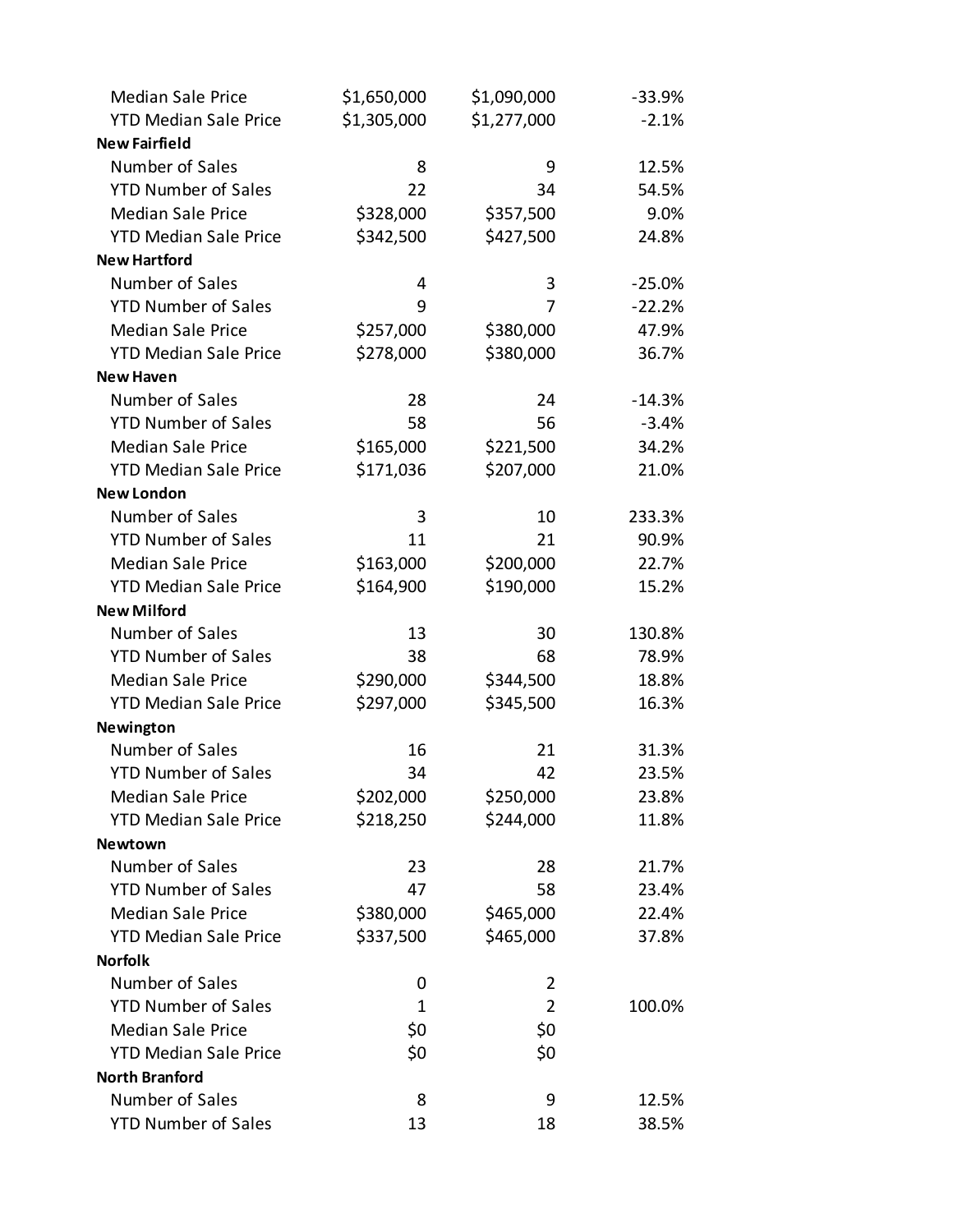| | | | |
|---|---|---|---|
| Median Sale Price | $1,650,000 | $1,090,000 | -33.9% |
| YTD Median Sale Price | $1,305,000 | $1,277,000 | -2.1% |
| **New Fairfield** | | | |
| Number of Sales | 8 | 9 | 12.5% |
| YTD Number of Sales | 22 | 34 | 54.5% |
| Median Sale Price | $328,000 | $357,500 | 9.0% |
| YTD Median Sale Price | $342,500 | $427,500 | 24.8% |
| **New Hartford** | | | |
| Number of Sales | 4 | 3 | -25.0% |
| YTD Number of Sales | 9 | 7 | -22.2% |
| Median Sale Price | $257,000 | $380,000 | 47.9% |
| YTD Median Sale Price | $278,000 | $380,000 | 36.7% |
| **New Haven** | | | |
| Number of Sales | 28 | 24 | -14.3% |
| YTD Number of Sales | 58 | 56 | -3.4% |
| Median Sale Price | $165,000 | $221,500 | 34.2% |
| YTD Median Sale Price | $171,036 | $207,000 | 21.0% |
| **New London** | | | |
| Number of Sales | 3 | 10 | 233.3% |
| YTD Number of Sales | 11 | 21 | 90.9% |
| Median Sale Price | $163,000 | $200,000 | 22.7% |
| YTD Median Sale Price | $164,900 | $190,000 | 15.2% |
| **New Milford** | | | |
| Number of Sales | 13 | 30 | 130.8% |
| YTD Number of Sales | 38 | 68 | 78.9% |
| Median Sale Price | $290,000 | $344,500 | 18.8% |
| YTD Median Sale Price | $297,000 | $345,500 | 16.3% |
| **Newington** | | | |
| Number of Sales | 16 | 21 | 31.3% |
| YTD Number of Sales | 34 | 42 | 23.5% |
| Median Sale Price | $202,000 | $250,000 | 23.8% |
| YTD Median Sale Price | $218,250 | $244,000 | 11.8% |
| **Newtown** | | | |
| Number of Sales | 23 | 28 | 21.7% |
| YTD Number of Sales | 47 | 58 | 23.4% |
| Median Sale Price | $380,000 | $465,000 | 22.4% |
| YTD Median Sale Price | $337,500 | $465,000 | 37.8% |
| **Norfolk** | | | |
| Number of Sales | 0 | 2 | |
| YTD Number of Sales | 1 | 2 | 100.0% |
| Median Sale Price | $0 | $0 | |
| YTD Median Sale Price | $0 | $0 | |
| **North Branford** | | | |
| Number of Sales | 8 | 9 | 12.5% |
| YTD Number of Sales | 13 | 18 | 38.5% |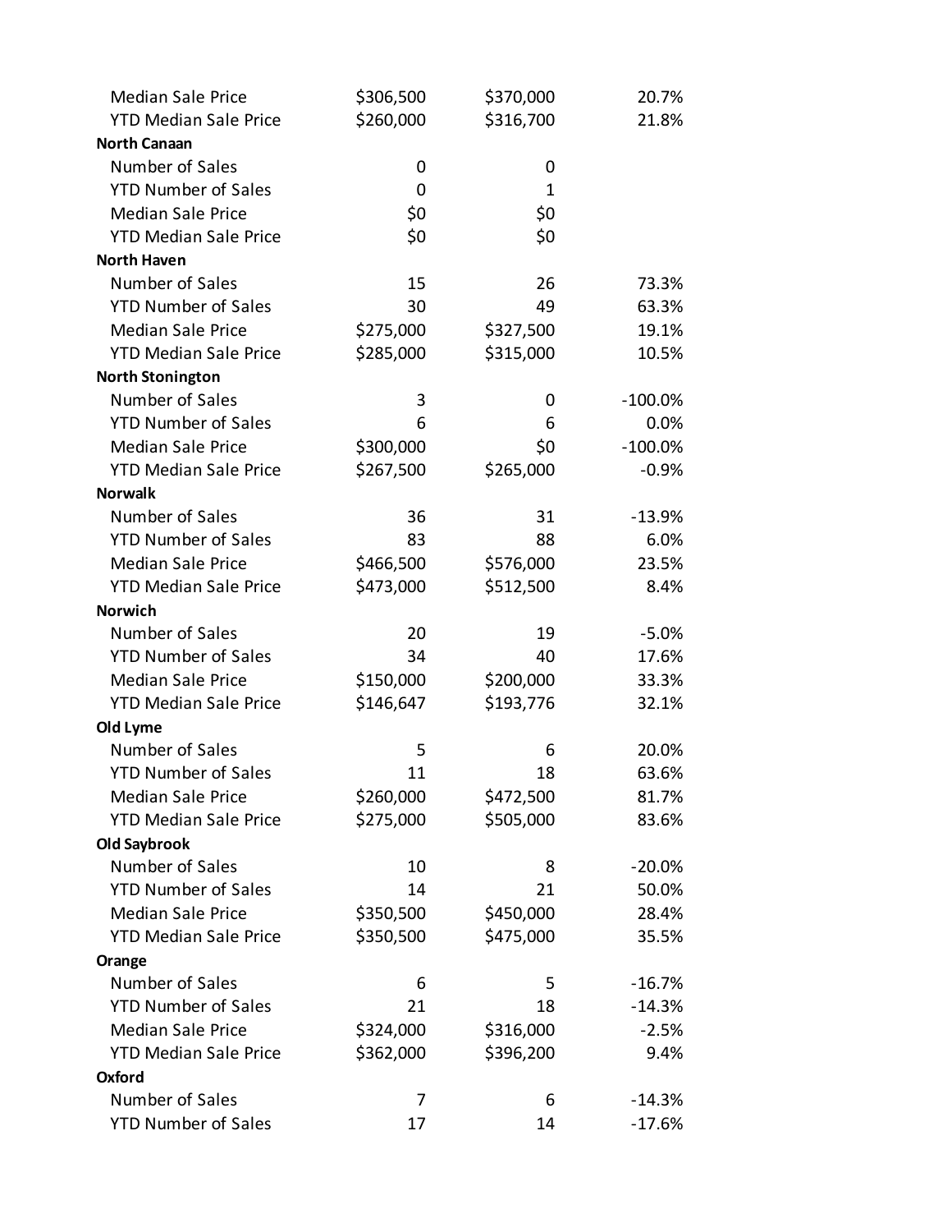| | | | |
|---|---|---|---|
| Median Sale Price | $306,500 | $370,000 | 20.7% |
| YTD Median Sale Price | $260,000 | $316,700 | 21.8% |
| **North Canaan** | | | |
| Number of Sales | 0 | 0 | |
| YTD Number of Sales | 0 | 1 | |
| Median Sale Price | $0 | $0 | |
| YTD Median Sale Price | $0 | $0 | |
| **North Haven** | | | |
| Number of Sales | 15 | 26 | 73.3% |
| YTD Number of Sales | 30 | 49 | 63.3% |
| Median Sale Price | $275,000 | $327,500 | 19.1% |
| YTD Median Sale Price | $285,000 | $315,000 | 10.5% |
| **North Stonington** | | | |
| Number of Sales | 3 | 0 | -100.0% |
| YTD Number of Sales | 6 | 6 | 0.0% |
| Median Sale Price | $300,000 | $0 | -100.0% |
| YTD Median Sale Price | $267,500 | $265,000 | -0.9% |
| **Norwalk** | | | |
| Number of Sales | 36 | 31 | -13.9% |
| YTD Number of Sales | 83 | 88 | 6.0% |
| Median Sale Price | $466,500 | $576,000 | 23.5% |
| YTD Median Sale Price | $473,000 | $512,500 | 8.4% |
| **Norwich** | | | |
| Number of Sales | 20 | 19 | -5.0% |
| YTD Number of Sales | 34 | 40 | 17.6% |
| Median Sale Price | $150,000 | $200,000 | 33.3% |
| YTD Median Sale Price | $146,647 | $193,776 | 32.1% |
| **Old Lyme** | | | |
| Number of Sales | 5 | 6 | 20.0% |
| YTD Number of Sales | 11 | 18 | 63.6% |
| Median Sale Price | $260,000 | $472,500 | 81.7% |
| YTD Median Sale Price | $275,000 | $505,000 | 83.6% |
| **Old Saybrook** | | | |
| Number of Sales | 10 | 8 | -20.0% |
| YTD Number of Sales | 14 | 21 | 50.0% |
| Median Sale Price | $350,500 | $450,000 | 28.4% |
| YTD Median Sale Price | $350,500 | $475,000 | 35.5% |
| **Orange** | | | |
| Number of Sales | 6 | 5 | -16.7% |
| YTD Number of Sales | 21 | 18 | -14.3% |
| Median Sale Price | $324,000 | $316,000 | -2.5% |
| YTD Median Sale Price | $362,000 | $396,200 | 9.4% |
| **Oxford** | | | |
| Number of Sales | 7 | 6 | -14.3% |
| YTD Number of Sales | 17 | 14 | -17.6% |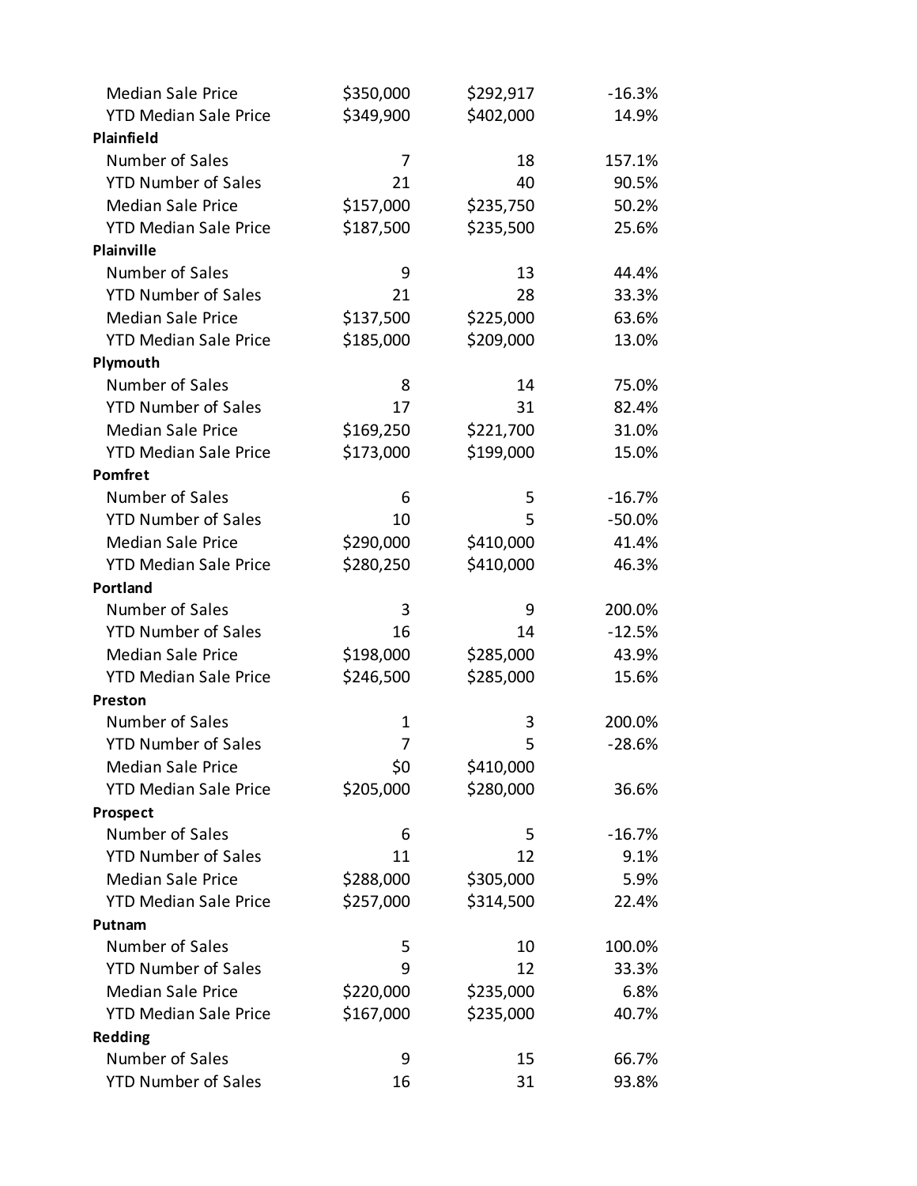| | | | |
|---|---|---|---|
| Median Sale Price | $350,000 | $292,917 | -16.3% |
| YTD Median Sale Price | $349,900 | $402,000 | 14.9% |
| **Plainfield** | | | |
| Number of Sales | 7 | 18 | 157.1% |
| YTD Number of Sales | 21 | 40 | 90.5% |
| Median Sale Price | $157,000 | $235,750 | 50.2% |
| YTD Median Sale Price | $187,500 | $235,500 | 25.6% |
| **Plainville** | | | |
| Number of Sales | 9 | 13 | 44.4% |
| YTD Number of Sales | 21 | 28 | 33.3% |
| Median Sale Price | $137,500 | $225,000 | 63.6% |
| YTD Median Sale Price | $185,000 | $209,000 | 13.0% |
| **Plymouth** | | | |
| Number of Sales | 8 | 14 | 75.0% |
| YTD Number of Sales | 17 | 31 | 82.4% |
| Median Sale Price | $169,250 | $221,700 | 31.0% |
| YTD Median Sale Price | $173,000 | $199,000 | 15.0% |
| **Pomfret** | | | |
| Number of Sales | 6 | 5 | -16.7% |
| YTD Number of Sales | 10 | 5 | -50.0% |
| Median Sale Price | $290,000 | $410,000 | 41.4% |
| YTD Median Sale Price | $280,250 | $410,000 | 46.3% |
| **Portland** | | | |
| Number of Sales | 3 | 9 | 200.0% |
| YTD Number of Sales | 16 | 14 | -12.5% |
| Median Sale Price | $198,000 | $285,000 | 43.9% |
| YTD Median Sale Price | $246,500 | $285,000 | 15.6% |
| **Preston** | | | |
| Number of Sales | 1 | 3 | 200.0% |
| YTD Number of Sales | 7 | 5 | -28.6% |
| Median Sale Price | $0 | $410,000 | |
| YTD Median Sale Price | $205,000 | $280,000 | 36.6% |
| **Prospect** | | | |
| Number of Sales | 6 | 5 | -16.7% |
| YTD Number of Sales | 11 | 12 | 9.1% |
| Median Sale Price | $288,000 | $305,000 | 5.9% |
| YTD Median Sale Price | $257,000 | $314,500 | 22.4% |
| **Putnam** | | | |
| Number of Sales | 5 | 10 | 100.0% |
| YTD Number of Sales | 9 | 12 | 33.3% |
| Median Sale Price | $220,000 | $235,000 | 6.8% |
| YTD Median Sale Price | $167,000 | $235,000 | 40.7% |
| **Redding** | | | |
| Number of Sales | 9 | 15 | 66.7% |
| YTD Number of Sales | 16 | 31 | 93.8% |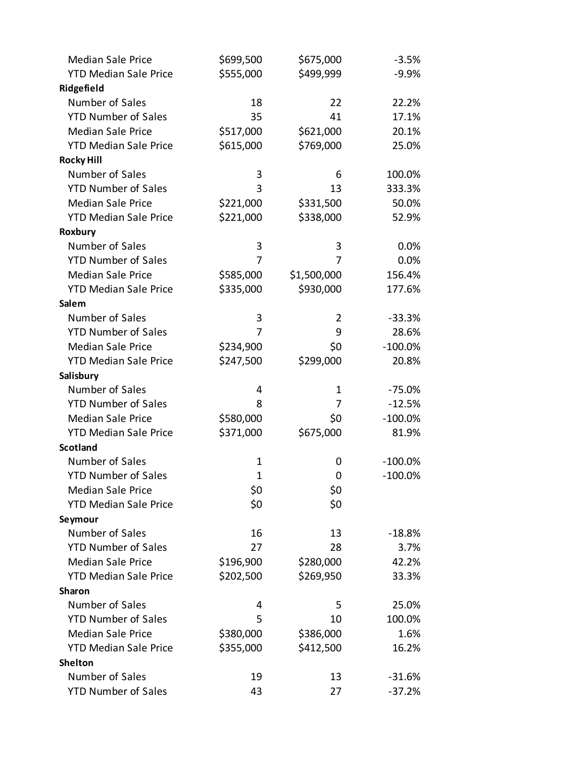| | | | |
|---|---|---|---|
| Median Sale Price | $699,500 | $675,000 | -3.5% |
| YTD Median Sale Price | $555,000 | $499,999 | -9.9% |
| **Ridgefield** | | | |
| Number of Sales | 18 | 22 | 22.2% |
| YTD Number of Sales | 35 | 41 | 17.1% |
| Median Sale Price | $517,000 | $621,000 | 20.1% |
| YTD Median Sale Price | $615,000 | $769,000 | 25.0% |
| **Rocky Hill** | | | |
| Number of Sales | 3 | 6 | 100.0% |
| YTD Number of Sales | 3 | 13 | 333.3% |
| Median Sale Price | $221,000 | $331,500 | 50.0% |
| YTD Median Sale Price | $221,000 | $338,000 | 52.9% |
| **Roxbury** | | | |
| Number of Sales | 3 | 3 | 0.0% |
| YTD Number of Sales | 7 | 7 | 0.0% |
| Median Sale Price | $585,000 | $1,500,000 | 156.4% |
| YTD Median Sale Price | $335,000 | $930,000 | 177.6% |
| **Salem** | | | |
| Number of Sales | 3 | 2 | -33.3% |
| YTD Number of Sales | 7 | 9 | 28.6% |
| Median Sale Price | $234,900 | $0 | -100.0% |
| YTD Median Sale Price | $247,500 | $299,000 | 20.8% |
| **Salisbury** | | | |
| Number of Sales | 4 | 1 | -75.0% |
| YTD Number of Sales | 8 | 7 | -12.5% |
| Median Sale Price | $580,000 | $0 | -100.0% |
| YTD Median Sale Price | $371,000 | $675,000 | 81.9% |
| **Scotland** | | | |
| Number of Sales | 1 | 0 | -100.0% |
| YTD Number of Sales | 1 | 0 | -100.0% |
| Median Sale Price | $0 | $0 | |
| YTD Median Sale Price | $0 | $0 | |
| **Seymour** | | | |
| Number of Sales | 16 | 13 | -18.8% |
| YTD Number of Sales | 27 | 28 | 3.7% |
| Median Sale Price | $196,900 | $280,000 | 42.2% |
| YTD Median Sale Price | $202,500 | $269,950 | 33.3% |
| **Sharon** | | | |
| Number of Sales | 4 | 5 | 25.0% |
| YTD Number of Sales | 5 | 10 | 100.0% |
| Median Sale Price | $380,000 | $386,000 | 1.6% |
| YTD Median Sale Price | $355,000 | $412,500 | 16.2% |
| **Shelton** | | | |
| Number of Sales | 19 | 13 | -31.6% |
| YTD Number of Sales | 43 | 27 | -37.2% |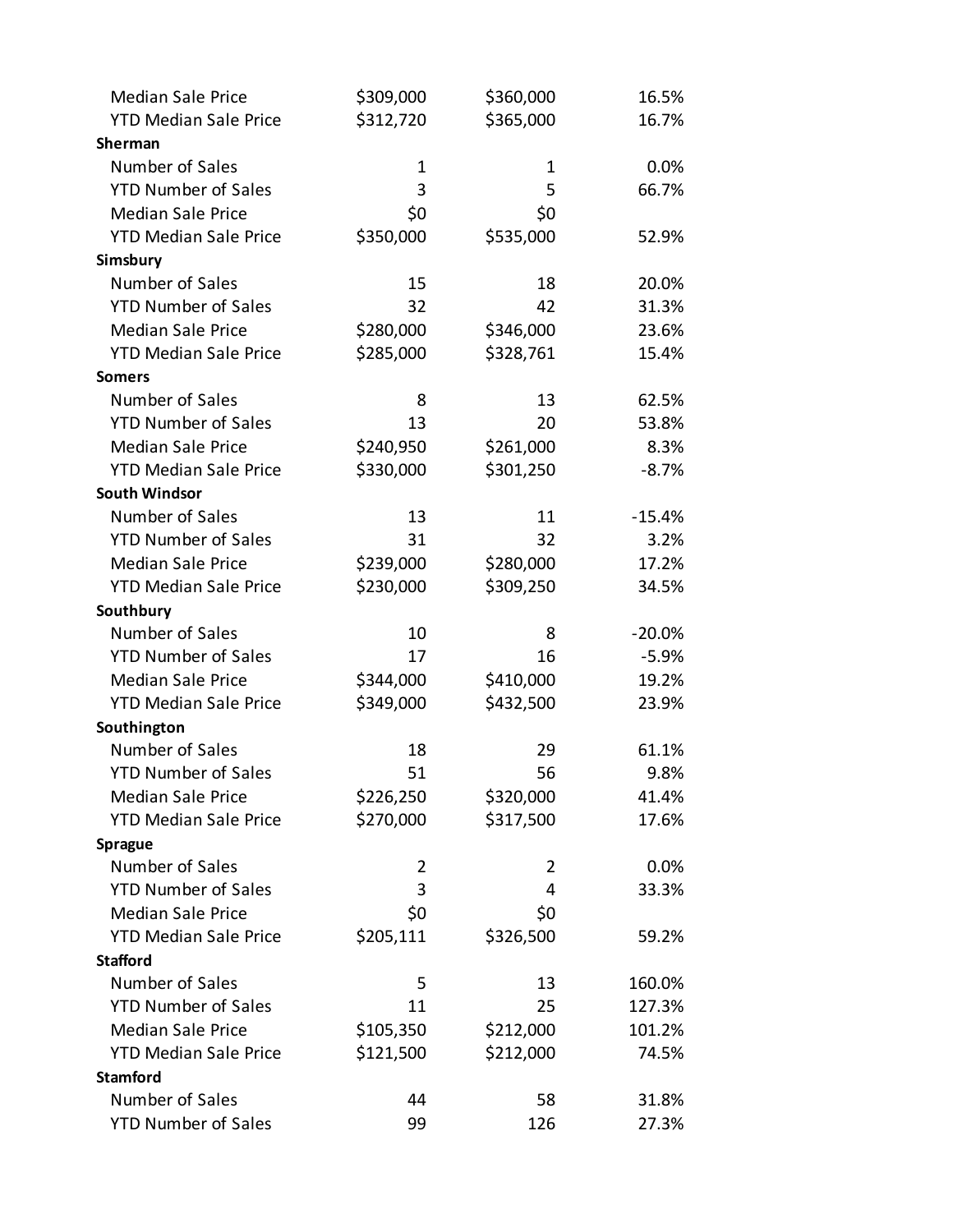| | | | |
|---|---|---|---|
| Median Sale Price | $309,000 | $360,000 | 16.5% |
| YTD Median Sale Price | $312,720 | $365,000 | 16.7% |
| **Sherman** | | | |
| Number of Sales | 1 | 1 | 0.0% |
| YTD Number of Sales | 3 | 5 | 66.7% |
| Median Sale Price | $0 | $0 | |
| YTD Median Sale Price | $350,000 | $535,000 | 52.9% |
| **Simsbury** | | | |
| Number of Sales | 15 | 18 | 20.0% |
| YTD Number of Sales | 32 | 42 | 31.3% |
| Median Sale Price | $280,000 | $346,000 | 23.6% |
| YTD Median Sale Price | $285,000 | $328,761 | 15.4% |
| **Somers** | | | |
| Number of Sales | 8 | 13 | 62.5% |
| YTD Number of Sales | 13 | 20 | 53.8% |
| Median Sale Price | $240,950 | $261,000 | 8.3% |
| YTD Median Sale Price | $330,000 | $301,250 | -8.7% |
| **South Windsor** | | | |
| Number of Sales | 13 | 11 | -15.4% |
| YTD Number of Sales | 31 | 32 | 3.2% |
| Median Sale Price | $239,000 | $280,000 | 17.2% |
| YTD Median Sale Price | $230,000 | $309,250 | 34.5% |
| **Southbury** | | | |
| Number of Sales | 10 | 8 | -20.0% |
| YTD Number of Sales | 17 | 16 | -5.9% |
| Median Sale Price | $344,000 | $410,000 | 19.2% |
| YTD Median Sale Price | $349,000 | $432,500 | 23.9% |
| **Southington** | | | |
| Number of Sales | 18 | 29 | 61.1% |
| YTD Number of Sales | 51 | 56 | 9.8% |
| Median Sale Price | $226,250 | $320,000 | 41.4% |
| YTD Median Sale Price | $270,000 | $317,500 | 17.6% |
| **Sprague** | | | |
| Number of Sales | 2 | 2 | 0.0% |
| YTD Number of Sales | 3 | 4 | 33.3% |
| Median Sale Price | $0 | $0 | |
| YTD Median Sale Price | $205,111 | $326,500 | 59.2% |
| **Stafford** | | | |
| Number of Sales | 5 | 13 | 160.0% |
| YTD Number of Sales | 11 | 25 | 127.3% |
| Median Sale Price | $105,350 | $212,000 | 101.2% |
| YTD Median Sale Price | $121,500 | $212,000 | 74.5% |
| **Stamford** | | | |
| Number of Sales | 44 | 58 | 31.8% |
| YTD Number of Sales | 99 | 126 | 27.3% |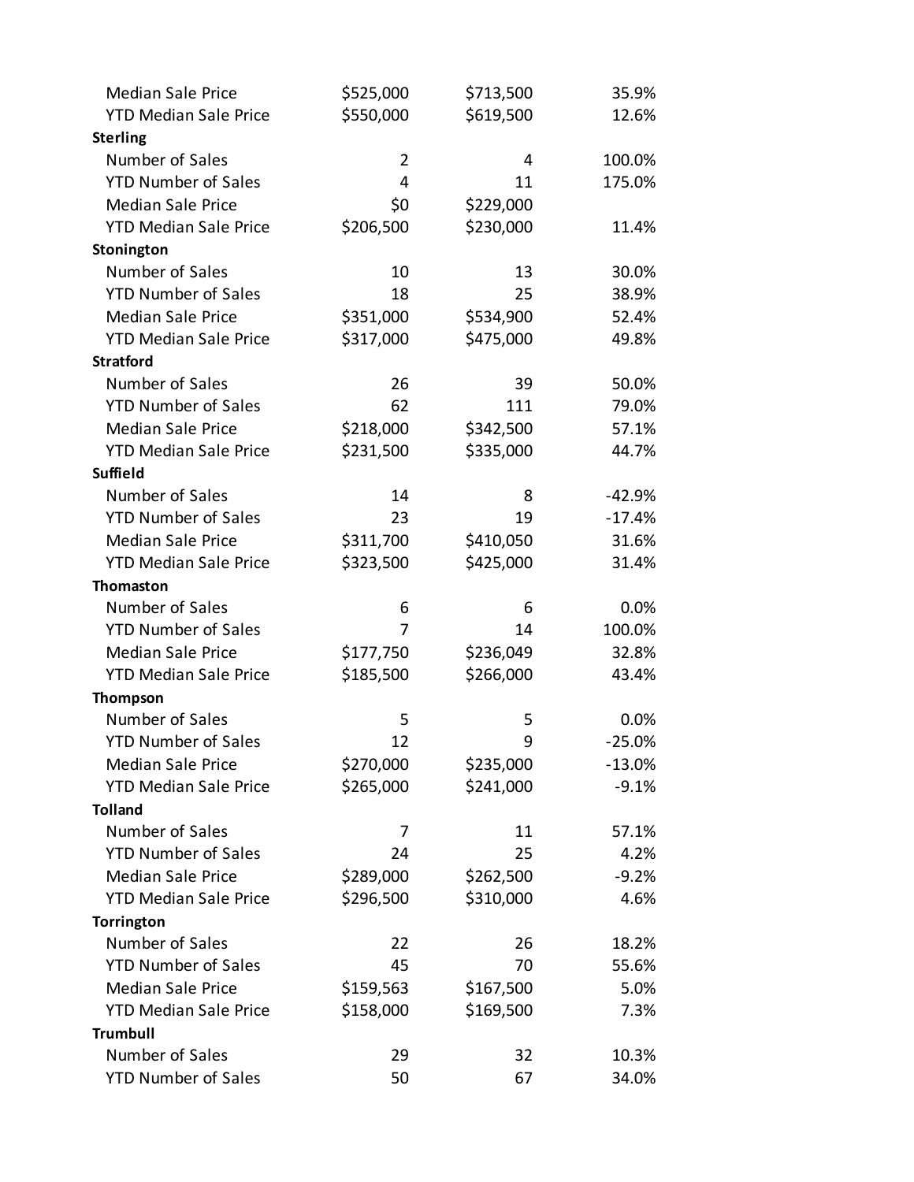| | | | |
|---|---|---|---|
| Median Sale Price | $525,000 | $713,500 | 35.9% |
| YTD Median Sale Price | $550,000 | $619,500 | 12.6% |
| **Sterling** | | | |
| Number of Sales | 2 | 4 | 100.0% |
| YTD Number of Sales | 4 | 11 | 175.0% |
| Median Sale Price | $0 | $229,000 | |
| YTD Median Sale Price | $206,500 | $230,000 | 11.4% |
| **Stonington** | | | |
| Number of Sales | 10 | 13 | 30.0% |
| YTD Number of Sales | 18 | 25 | 38.9% |
| Median Sale Price | $351,000 | $534,900 | 52.4% |
| YTD Median Sale Price | $317,000 | $475,000 | 49.8% |
| **Stratford** | | | |
| Number of Sales | 26 | 39 | 50.0% |
| YTD Number of Sales | 62 | 111 | 79.0% |
| Median Sale Price | $218,000 | $342,500 | 57.1% |
| YTD Median Sale Price | $231,500 | $335,000 | 44.7% |
| **Suffield** | | | |
| Number of Sales | 14 | 8 | -42.9% |
| YTD Number of Sales | 23 | 19 | -17.4% |
| Median Sale Price | $311,700 | $410,050 | 31.6% |
| YTD Median Sale Price | $323,500 | $425,000 | 31.4% |
| **Thomaston** | | | |
| Number of Sales | 6 | 6 | 0.0% |
| YTD Number of Sales | 7 | 14 | 100.0% |
| Median Sale Price | $177,750 | $236,049 | 32.8% |
| YTD Median Sale Price | $185,500 | $266,000 | 43.4% |
| **Thompson** | | | |
| Number of Sales | 5 | 5 | 0.0% |
| YTD Number of Sales | 12 | 9 | -25.0% |
| Median Sale Price | $270,000 | $235,000 | -13.0% |
| YTD Median Sale Price | $265,000 | $241,000 | -9.1% |
| **Tolland** | | | |
| Number of Sales | 7 | 11 | 57.1% |
| YTD Number of Sales | 24 | 25 | 4.2% |
| Median Sale Price | $289,000 | $262,500 | -9.2% |
| YTD Median Sale Price | $296,500 | $310,000 | 4.6% |
| **Torrington** | | | |
| Number of Sales | 22 | 26 | 18.2% |
| YTD Number of Sales | 45 | 70 | 55.6% |
| Median Sale Price | $159,563 | $167,500 | 5.0% |
| YTD Median Sale Price | $158,000 | $169,500 | 7.3% |
| **Trumbull** | | | |
| Number of Sales | 29 | 32 | 10.3% |
| YTD Number of Sales | 50 | 67 | 34.0% |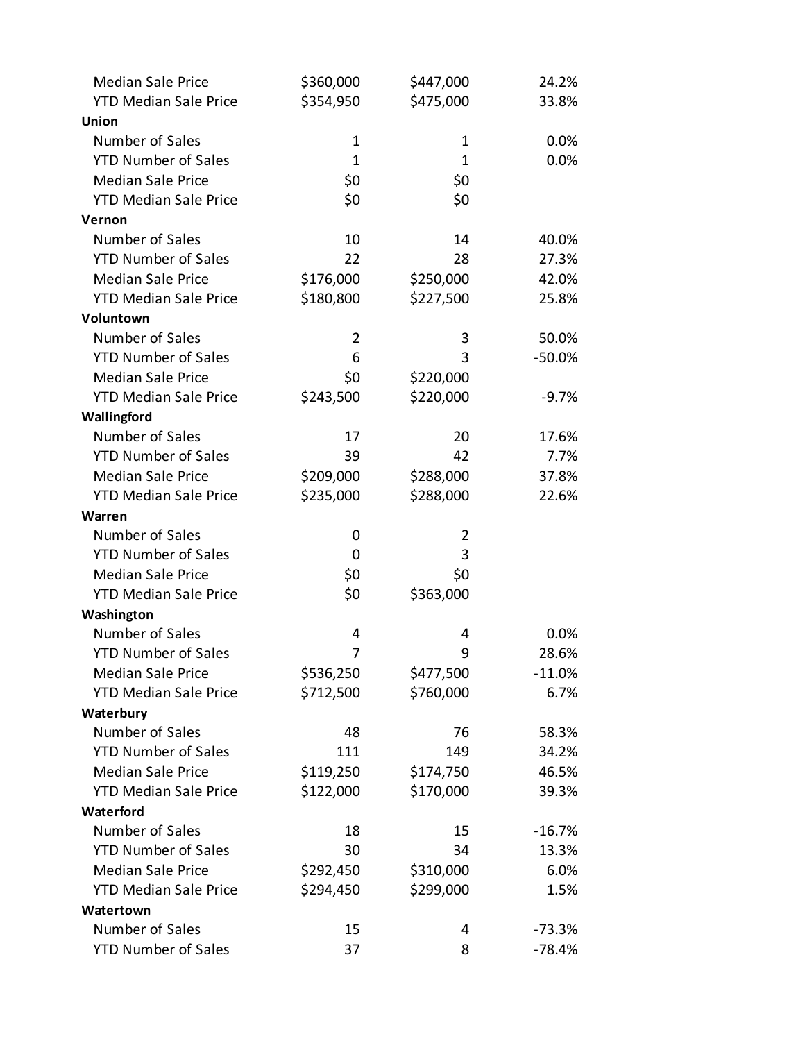| | | | |
|---|---|---|---|
| Median Sale Price | $360,000 | $447,000 | 24.2% |
| YTD Median Sale Price | $354,950 | $475,000 | 33.8% |
| **Union** | | | |
| Number of Sales | 1 | 1 | 0.0% |
| YTD Number of Sales | 1 | 1 | 0.0% |
| Median Sale Price | $0 | $0 | |
| YTD Median Sale Price | $0 | $0 | |
| **Vernon** | | | |
| Number of Sales | 10 | 14 | 40.0% |
| YTD Number of Sales | 22 | 28 | 27.3% |
| Median Sale Price | $176,000 | $250,000 | 42.0% |
| YTD Median Sale Price | $180,800 | $227,500 | 25.8% |
| **Voluntown** | | | |
| Number of Sales | 2 | 3 | 50.0% |
| YTD Number of Sales | 6 | 3 | -50.0% |
| Median Sale Price | $0 | $220,000 | |
| YTD Median Sale Price | $243,500 | $220,000 | -9.7% |
| **Wallingford** | | | |
| Number of Sales | 17 | 20 | 17.6% |
| YTD Number of Sales | 39 | 42 | 7.7% |
| Median Sale Price | $209,000 | $288,000 | 37.8% |
| YTD Median Sale Price | $235,000 | $288,000 | 22.6% |
| **Warren** | | | |
| Number of Sales | 0 | 2 | |
| YTD Number of Sales | 0 | 3 | |
| Median Sale Price | $0 | $0 | |
| YTD Median Sale Price | $0 | $363,000 | |
| **Washington** | | | |
| Number of Sales | 4 | 4 | 0.0% |
| YTD Number of Sales | 7 | 9 | 28.6% |
| Median Sale Price | $536,250 | $477,500 | -11.0% |
| YTD Median Sale Price | $712,500 | $760,000 | 6.7% |
| **Waterbury** | | | |
| Number of Sales | 48 | 76 | 58.3% |
| YTD Number of Sales | 111 | 149 | 34.2% |
| Median Sale Price | $119,250 | $174,750 | 46.5% |
| YTD Median Sale Price | $122,000 | $170,000 | 39.3% |
| **Waterford** | | | |
| Number of Sales | 18 | 15 | -16.7% |
| YTD Number of Sales | 30 | 34 | 13.3% |
| Median Sale Price | $292,450 | $310,000 | 6.0% |
| YTD Median Sale Price | $294,450 | $299,000 | 1.5% |
| **Watertown** | | | |
| Number of Sales | 15 | 4 | -73.3% |
| YTD Number of Sales | 37 | 8 | -78.4% |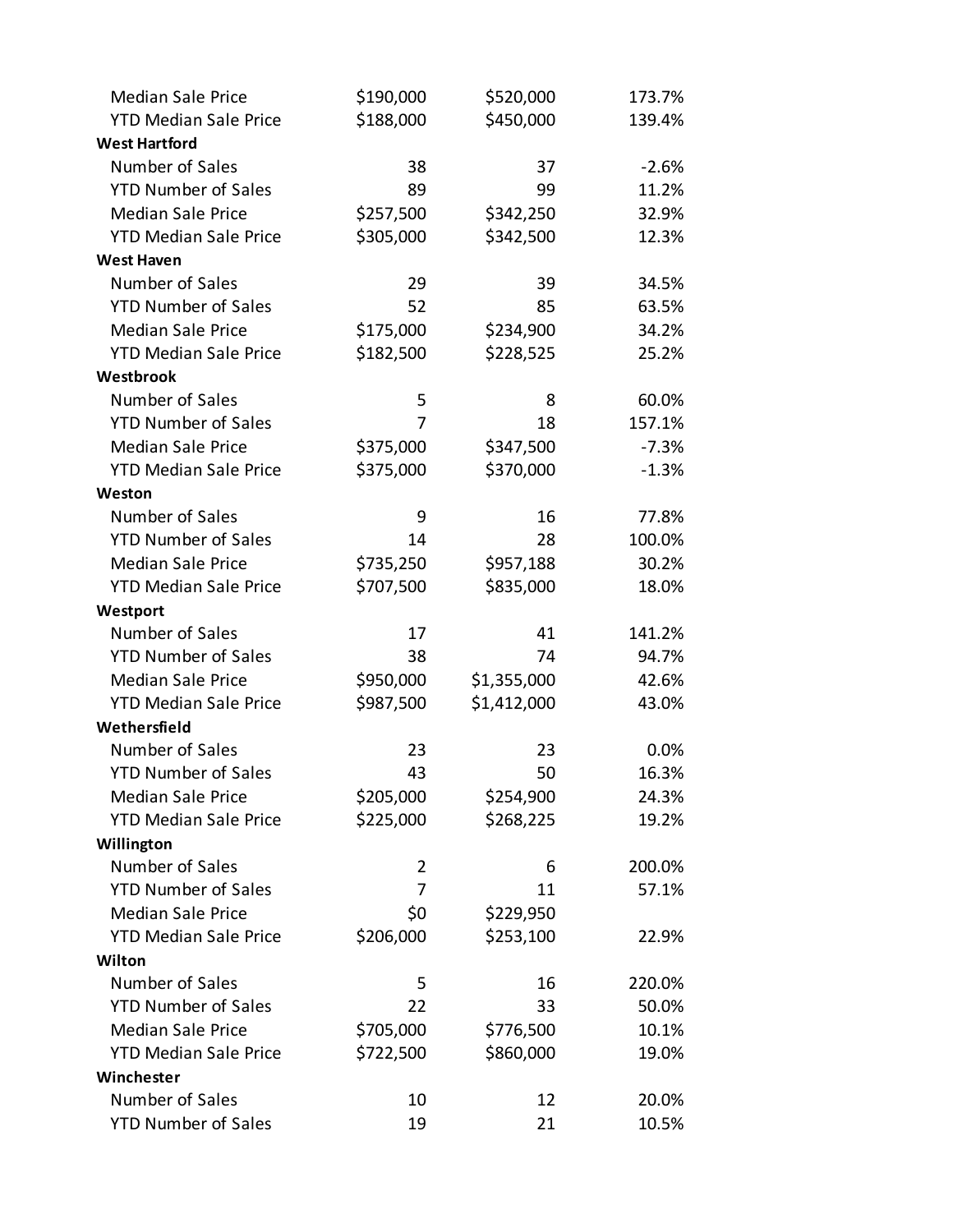| | | | |
|---|---|---|---|
| Median Sale Price | $190,000 | $520,000 | 173.7% |
| YTD Median Sale Price | $188,000 | $450,000 | 139.4% |
| **West Hartford** | | | |
| Number of Sales | 38 | 37 | -2.6% |
| YTD Number of Sales | 89 | 99 | 11.2% |
| Median Sale Price | $257,500 | $342,250 | 32.9% |
| YTD Median Sale Price | $305,000 | $342,500 | 12.3% |
| **West Haven** | | | |
| Number of Sales | 29 | 39 | 34.5% |
| YTD Number of Sales | 52 | 85 | 63.5% |
| Median Sale Price | $175,000 | $234,900 | 34.2% |
| YTD Median Sale Price | $182,500 | $228,525 | 25.2% |
| **Westbrook** | | | |
| Number of Sales | 5 | 8 | 60.0% |
| YTD Number of Sales | 7 | 18 | 157.1% |
| Median Sale Price | $375,000 | $347,500 | -7.3% |
| YTD Median Sale Price | $375,000 | $370,000 | -1.3% |
| **Weston** | | | |
| Number of Sales | 9 | 16 | 77.8% |
| YTD Number of Sales | 14 | 28 | 100.0% |
| Median Sale Price | $735,250 | $957,188 | 30.2% |
| YTD Median Sale Price | $707,500 | $835,000 | 18.0% |
| **Westport** | | | |
| Number of Sales | 17 | 41 | 141.2% |
| YTD Number of Sales | 38 | 74 | 94.7% |
| Median Sale Price | $950,000 | $1,355,000 | 42.6% |
| YTD Median Sale Price | $987,500 | $1,412,000 | 43.0% |
| **Wethersfield** | | | |
| Number of Sales | 23 | 23 | 0.0% |
| YTD Number of Sales | 43 | 50 | 16.3% |
| Median Sale Price | $205,000 | $254,900 | 24.3% |
| YTD Median Sale Price | $225,000 | $268,225 | 19.2% |
| **Willington** | | | |
| Number of Sales | 2 | 6 | 200.0% |
| YTD Number of Sales | 7 | 11 | 57.1% |
| Median Sale Price | $0 | $229,950 | |
| YTD Median Sale Price | $206,000 | $253,100 | 22.9% |
| **Wilton** | | | |
| Number of Sales | 5 | 16 | 220.0% |
| YTD Number of Sales | 22 | 33 | 50.0% |
| Median Sale Price | $705,000 | $776,500 | 10.1% |
| YTD Median Sale Price | $722,500 | $860,000 | 19.0% |
| **Winchester** | | | |
| Number of Sales | 10 | 12 | 20.0% |
| YTD Number of Sales | 19 | 21 | 10.5% |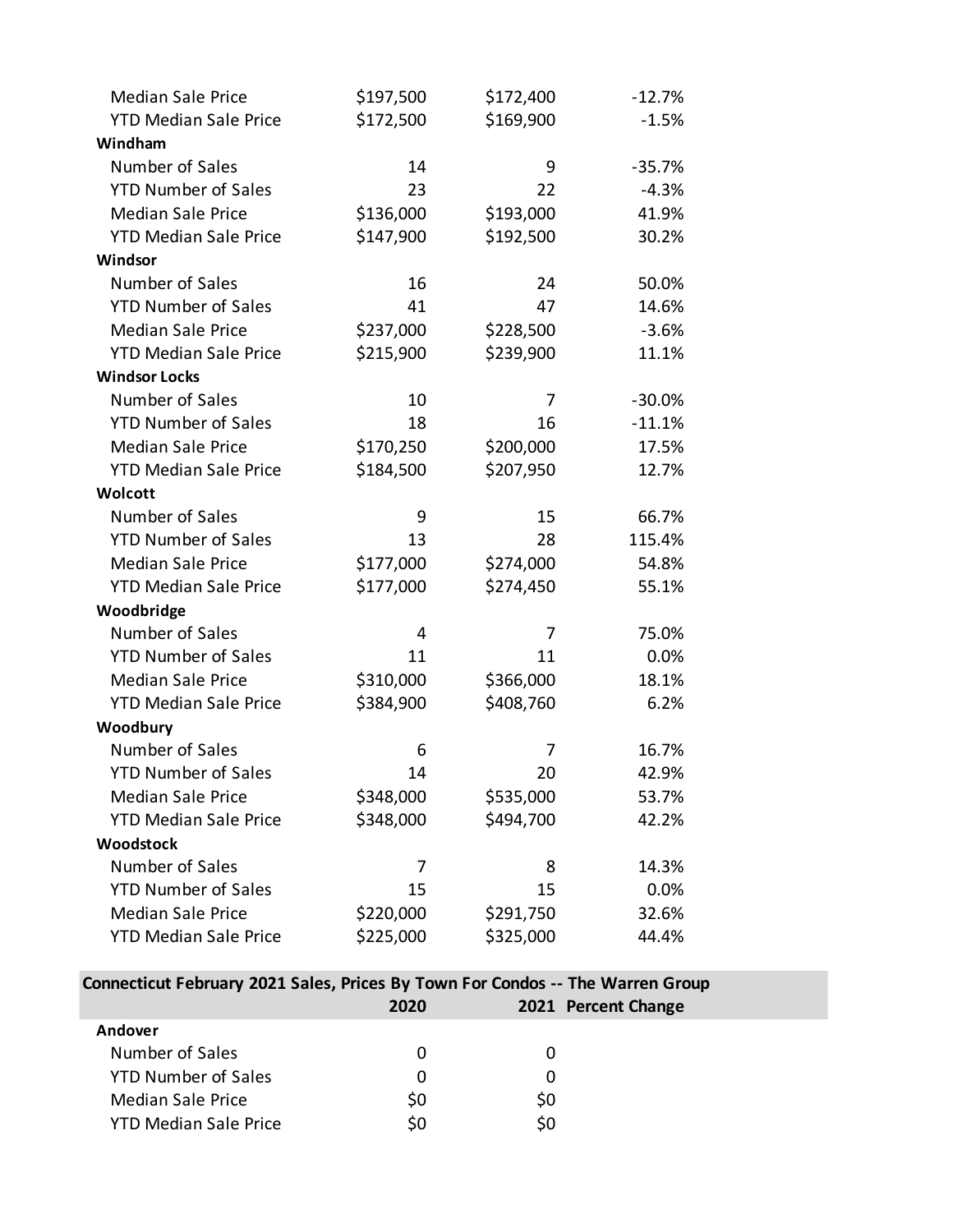| | | | |
|---|---|---|---|
| Median Sale Price | $197,500 | $172,400 | -12.7% |
| YTD Median Sale Price | $172,500 | $169,900 | -1.5% |
| **Windham** | | | |
| Number of Sales | 14 | 9 | -35.7% |
| YTD Number of Sales | 23 | 22 | -4.3% |
| Median Sale Price | $136,000 | $193,000 | 41.9% |
| YTD Median Sale Price | $147,900 | $192,500 | 30.2% |
| **Windsor** | | | |
| Number of Sales | 16 | 24 | 50.0% |
| YTD Number of Sales | 41 | 47 | 14.6% |
| Median Sale Price | $237,000 | $228,500 | -3.6% |
| YTD Median Sale Price | $215,900 | $239,900 | 11.1% |
| **Windsor Locks** | | | |
| Number of Sales | 10 | 7 | -30.0% |
| YTD Number of Sales | 18 | 16 | -11.1% |
| Median Sale Price | $170,250 | $200,000 | 17.5% |
| YTD Median Sale Price | $184,500 | $207,950 | 12.7% |
| **Wolcott** | | | |
| Number of Sales | 9 | 15 | 66.7% |
| YTD Number of Sales | 13 | 28 | 115.4% |
| Median Sale Price | $177,000 | $274,000 | 54.8% |
| YTD Median Sale Price | $177,000 | $274,450 | 55.1% |
| **Woodbridge** | | | |
| Number of Sales | 4 | 7 | 75.0% |
| YTD Number of Sales | 11 | 11 | 0.0% |
| Median Sale Price | $310,000 | $366,000 | 18.1% |
| YTD Median Sale Price | $384,900 | $408,760 | 6.2% |
| **Woodbury** | | | |
| Number of Sales | 6 | 7 | 16.7% |
| YTD Number of Sales | 14 | 20 | 42.9% |
| Median Sale Price | $348,000 | $535,000 | 53.7% |
| YTD Median Sale Price | $348,000 | $494,700 | 42.2% |
| **Woodstock** | | | |
| Number of Sales | 7 | 8 | 14.3% |
| YTD Number of Sales | 15 | 15 | 0.0% |
| Median Sale Price | $220,000 | $291,750 | 32.6% |
| YTD Median Sale Price | $225,000 | $325,000 | 44.4% |

**Connecticut February 2021 Sales, Prices By Town For Condos -- The Warren Group**

| | 2020 | 2021 | Percent Change |
|---|---|---|---|
| **Andover** | | | |
| Number of Sales | 0 | 0 | |
| YTD Number of Sales | 0 | 0 | |
| Median Sale Price | $0 | $0 | |
| YTD Median Sale Price | $0 | $0 | |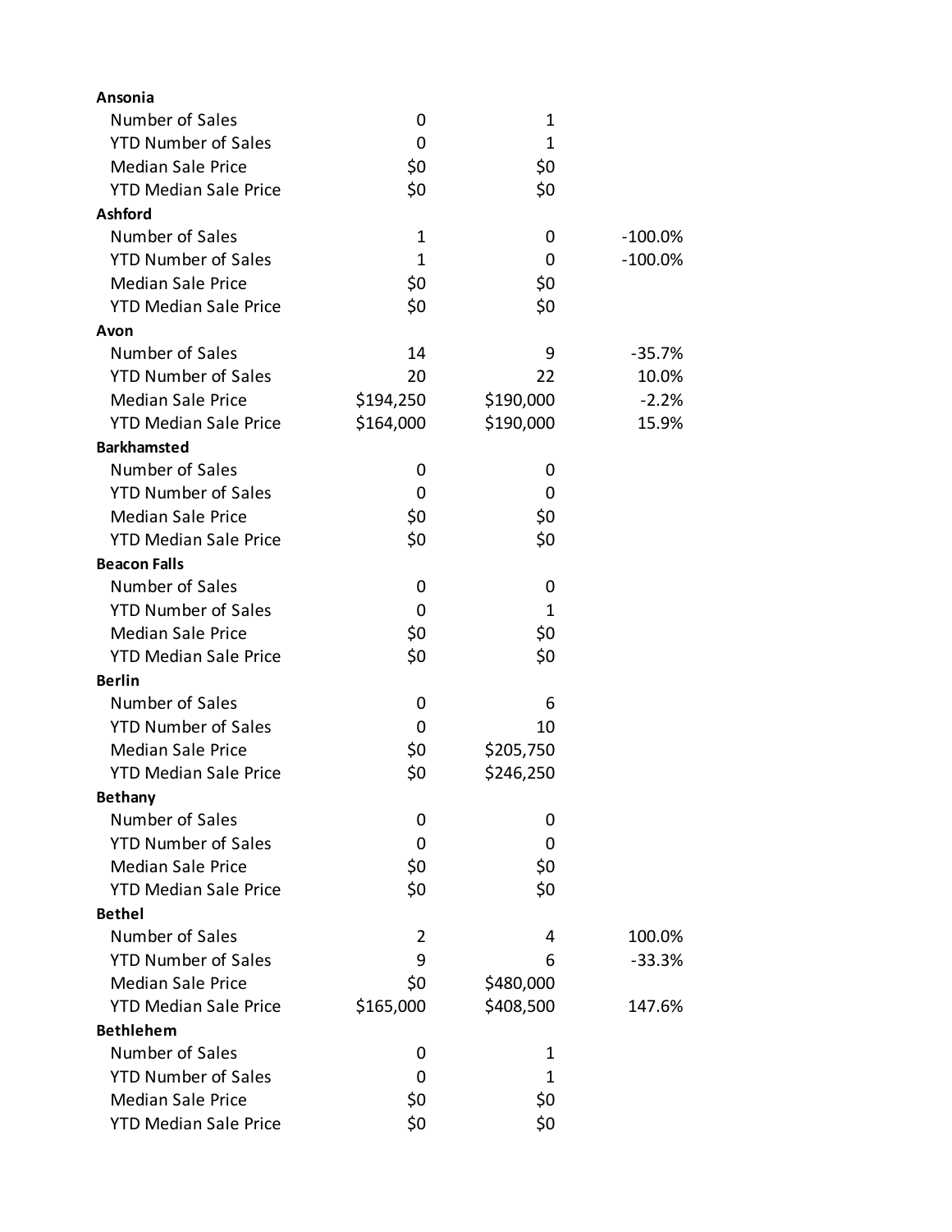| | | | |
|---|---|---|---|
| **Ansonia** | | | |
| Number of Sales | 0 | 1 | |
| YTD Number of Sales | 0 | 1 | |
| Median Sale Price | $0 | $0 | |
| YTD Median Sale Price | $0 | $0 | |
| **Ashford** | | | |
| Number of Sales | 1 | 0 | -100.0% |
| YTD Number of Sales | 1 | 0 | -100.0% |
| Median Sale Price | $0 | $0 | |
| YTD Median Sale Price | $0 | $0 | |
| **Avon** | | | |
| Number of Sales | 14 | 9 | -35.7% |
| YTD Number of Sales | 20 | 22 | 10.0% |
| Median Sale Price | $194,250 | $190,000 | -2.2% |
| YTD Median Sale Price | $164,000 | $190,000 | 15.9% |
| **Barkhamsted** | | | |
| Number of Sales | 0 | 0 | |
| YTD Number of Sales | 0 | 0 | |
| Median Sale Price | $0 | $0 | |
| YTD Median Sale Price | $0 | $0 | |
| **Beacon Falls** | | | |
| Number of Sales | 0 | 0 | |
| YTD Number of Sales | 0 | 1 | |
| Median Sale Price | $0 | $0 | |
| YTD Median Sale Price | $0 | $0 | |
| **Berlin** | | | |
| Number of Sales | 0 | 6 | |
| YTD Number of Sales | 0 | 10 | |
| Median Sale Price | $0 | $205,750 | |
| YTD Median Sale Price | $0 | $246,250 | |
| **Bethany** | | | |
| Number of Sales | 0 | 0 | |
| YTD Number of Sales | 0 | 0 | |
| Median Sale Price | $0 | $0 | |
| YTD Median Sale Price | $0 | $0 | |
| **Bethel** | | | |
| Number of Sales | 2 | 4 | 100.0% |
| YTD Number of Sales | 9 | 6 | -33.3% |
| Median Sale Price | $0 | $480,000 | |
| YTD Median Sale Price | $165,000 | $408,500 | 147.6% |
| **Bethlehem** | | | |
| Number of Sales | 0 | 1 | |
| YTD Number of Sales | 0 | 1 | |
| Median Sale Price | $0 | $0 | |
| YTD Median Sale Price | $0 | $0 | |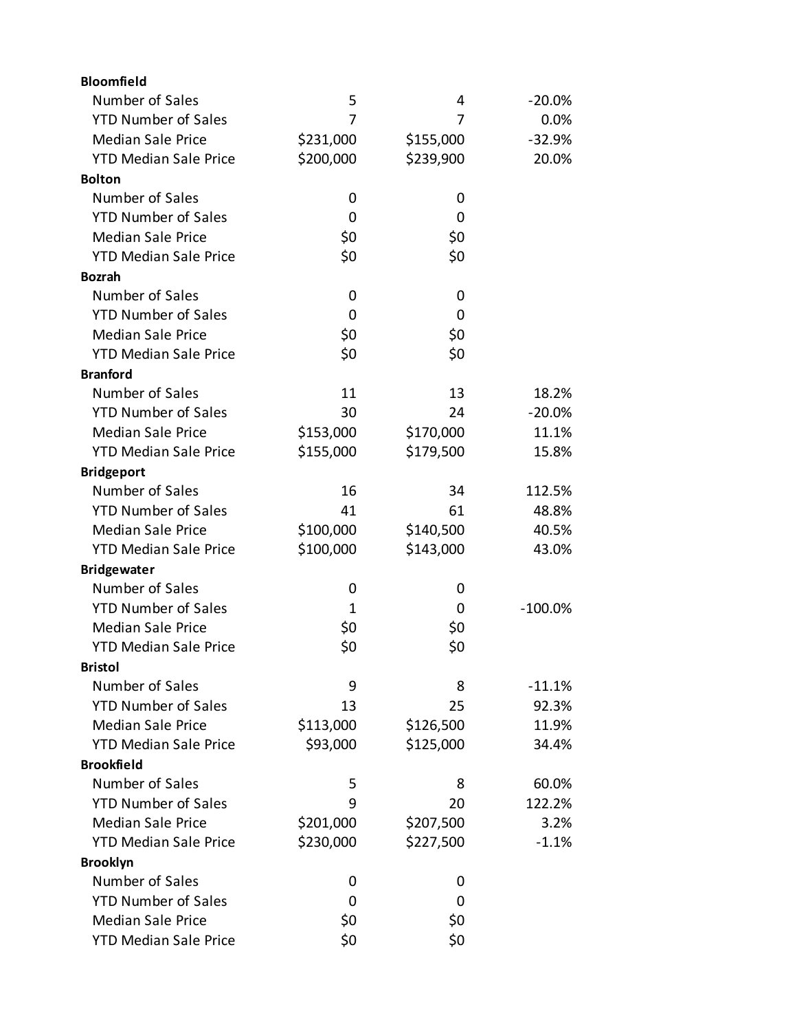| | | | |
|---|---|---|---|
| **Bloomfield** | | | |
| Number of Sales | 5 | 4 | -20.0% |
| YTD Number of Sales | 7 | 7 | 0.0% |
| Median Sale Price | $231,000 | $155,000 | -32.9% |
| YTD Median Sale Price | $200,000 | $239,900 | 20.0% |
| **Bolton** | | | |
| Number of Sales | 0 | 0 | |
| YTD Number of Sales | 0 | 0 | |
| Median Sale Price | $0 | $0 | |
| YTD Median Sale Price | $0 | $0 | |
| **Bozrah** | | | |
| Number of Sales | 0 | 0 | |
| YTD Number of Sales | 0 | 0 | |
| Median Sale Price | $0 | $0 | |
| YTD Median Sale Price | $0 | $0 | |
| **Branford** | | | |
| Number of Sales | 11 | 13 | 18.2% |
| YTD Number of Sales | 30 | 24 | -20.0% |
| Median Sale Price | $153,000 | $170,000 | 11.1% |
| YTD Median Sale Price | $155,000 | $179,500 | 15.8% |
| **Bridgeport** | | | |
| Number of Sales | 16 | 34 | 112.5% |
| YTD Number of Sales | 41 | 61 | 48.8% |
| Median Sale Price | $100,000 | $140,500 | 40.5% |
| YTD Median Sale Price | $100,000 | $143,000 | 43.0% |
| **Bridgewater** | | | |
| Number of Sales | 0 | 0 | |
| YTD Number of Sales | 1 | 0 | -100.0% |
| Median Sale Price | $0 | $0 | |
| YTD Median Sale Price | $0 | $0 | |
| **Bristol** | | | |
| Number of Sales | 9 | 8 | -11.1% |
| YTD Number of Sales | 13 | 25 | 92.3% |
| Median Sale Price | $113,000 | $126,500 | 11.9% |
| YTD Median Sale Price | $93,000 | $125,000 | 34.4% |
| **Brookfield** | | | |
| Number of Sales | 5 | 8 | 60.0% |
| YTD Number of Sales | 9 | 20 | 122.2% |
| Median Sale Price | $201,000 | $207,500 | 3.2% |
| YTD Median Sale Price | $230,000 | $227,500 | -1.1% |
| **Brooklyn** | | | |
| Number of Sales | 0 | 0 | |
| YTD Number of Sales | 0 | 0 | |
| Median Sale Price | $0 | $0 | |
| YTD Median Sale Price | $0 | $0 | |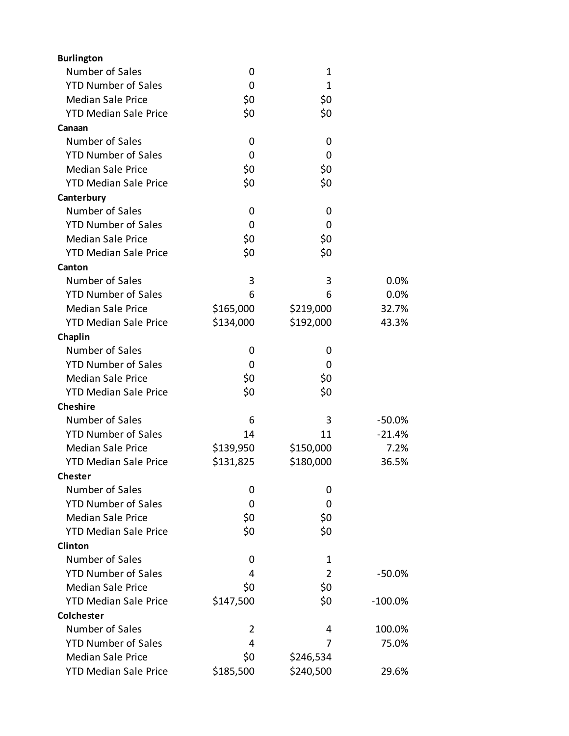| | | | |
|---|---|---|---|
| **Burlington** | | | |
| Number of Sales | 0 | 1 | |
| YTD Number of Sales | 0 | 1 | |
| Median Sale Price | $0 | $0 | |
| YTD Median Sale Price | $0 | $0 | |
| **Canaan** | | | |
| Number of Sales | 0 | 0 | |
| YTD Number of Sales | 0 | 0 | |
| Median Sale Price | $0 | $0 | |
| YTD Median Sale Price | $0 | $0 | |
| **Canterbury** | | | |
| Number of Sales | 0 | 0 | |
| YTD Number of Sales | 0 | 0 | |
| Median Sale Price | $0 | $0 | |
| YTD Median Sale Price | $0 | $0 | |
| **Canton** | | | |
| Number of Sales | 3 | 3 | 0.0% |
| YTD Number of Sales | 6 | 6 | 0.0% |
| Median Sale Price | $165,000 | $219,000 | 32.7% |
| YTD Median Sale Price | $134,000 | $192,000 | 43.3% |
| **Chaplin** | | | |
| Number of Sales | 0 | 0 | |
| YTD Number of Sales | 0 | 0 | |
| Median Sale Price | $0 | $0 | |
| YTD Median Sale Price | $0 | $0 | |
| **Cheshire** | | | |
| Number of Sales | 6 | 3 | -50.0% |
| YTD Number of Sales | 14 | 11 | -21.4% |
| Median Sale Price | $139,950 | $150,000 | 7.2% |
| YTD Median Sale Price | $131,825 | $180,000 | 36.5% |
| **Chester** | | | |
| Number of Sales | 0 | 0 | |
| YTD Number of Sales | 0 | 0 | |
| Median Sale Price | $0 | $0 | |
| YTD Median Sale Price | $0 | $0 | |
| **Clinton** | | | |
| Number of Sales | 0 | 1 | |
| YTD Number of Sales | 4 | 2 | -50.0% |
| Median Sale Price | $0 | $0 | |
| YTD Median Sale Price | $147,500 | $0 | -100.0% |
| **Colchester** | | | |
| Number of Sales | 2 | 4 | 100.0% |
| YTD Number of Sales | 4 | 7 | 75.0% |
| Median Sale Price | $0 | $246,534 | |
| YTD Median Sale Price | $185,500 | $240,500 | 29.6% |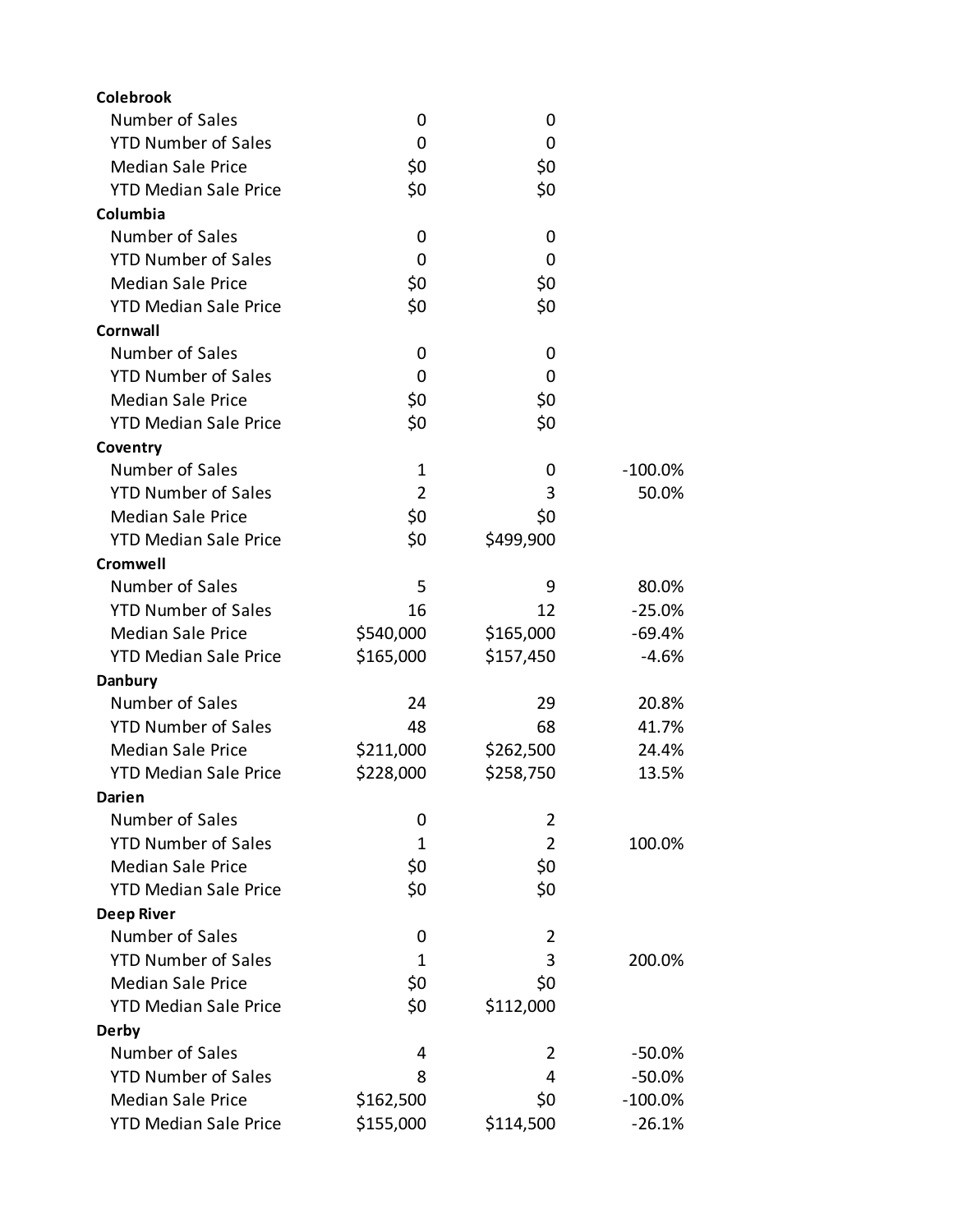| | | | |
|---|---|---|---|
| **Colebrook** | | | |
| Number of Sales | 0 | 0 | |
| YTD Number of Sales | 0 | 0 | |
| Median Sale Price | $0 | $0 | |
| YTD Median Sale Price | $0 | $0 | |
| **Columbia** | | | |
| Number of Sales | 0 | 0 | |
| YTD Number of Sales | 0 | 0 | |
| Median Sale Price | $0 | $0 | |
| YTD Median Sale Price | $0 | $0 | |
| **Cornwall** | | | |
| Number of Sales | 0 | 0 | |
| YTD Number of Sales | 0 | 0 | |
| Median Sale Price | $0 | $0 | |
| YTD Median Sale Price | $0 | $0 | |
| **Coventry** | | | |
| Number of Sales | 1 | 0 | -100.0% |
| YTD Number of Sales | 2 | 3 | 50.0% |
| Median Sale Price | $0 | $0 | |
| YTD Median Sale Price | $0 | $499,900 | |
| **Cromwell** | | | |
| Number of Sales | 5 | 9 | 80.0% |
| YTD Number of Sales | 16 | 12 | -25.0% |
| Median Sale Price | $540,000 | $165,000 | -69.4% |
| YTD Median Sale Price | $165,000 | $157,450 | -4.6% |
| **Danbury** | | | |
| Number of Sales | 24 | 29 | 20.8% |
| YTD Number of Sales | 48 | 68 | 41.7% |
| Median Sale Price | $211,000 | $262,500 | 24.4% |
| YTD Median Sale Price | $228,000 | $258,750 | 13.5% |
| **Darien** | | | |
| Number of Sales | 0 | 2 | |
| YTD Number of Sales | 1 | 2 | 100.0% |
| Median Sale Price | $0 | $0 | |
| YTD Median Sale Price | $0 | $0 | |
| **Deep River** | | | |
| Number of Sales | 0 | 2 | |
| YTD Number of Sales | 1 | 3 | 200.0% |
| Median Sale Price | $0 | $0 | |
| YTD Median Sale Price | $0 | $112,000 | |
| **Derby** | | | |
| Number of Sales | 4 | 2 | -50.0% |
| YTD Number of Sales | 8 | 4 | -50.0% |
| Median Sale Price | $162,500 | $0 | -100.0% |
| YTD Median Sale Price | $155,000 | $114,500 | -26.1% |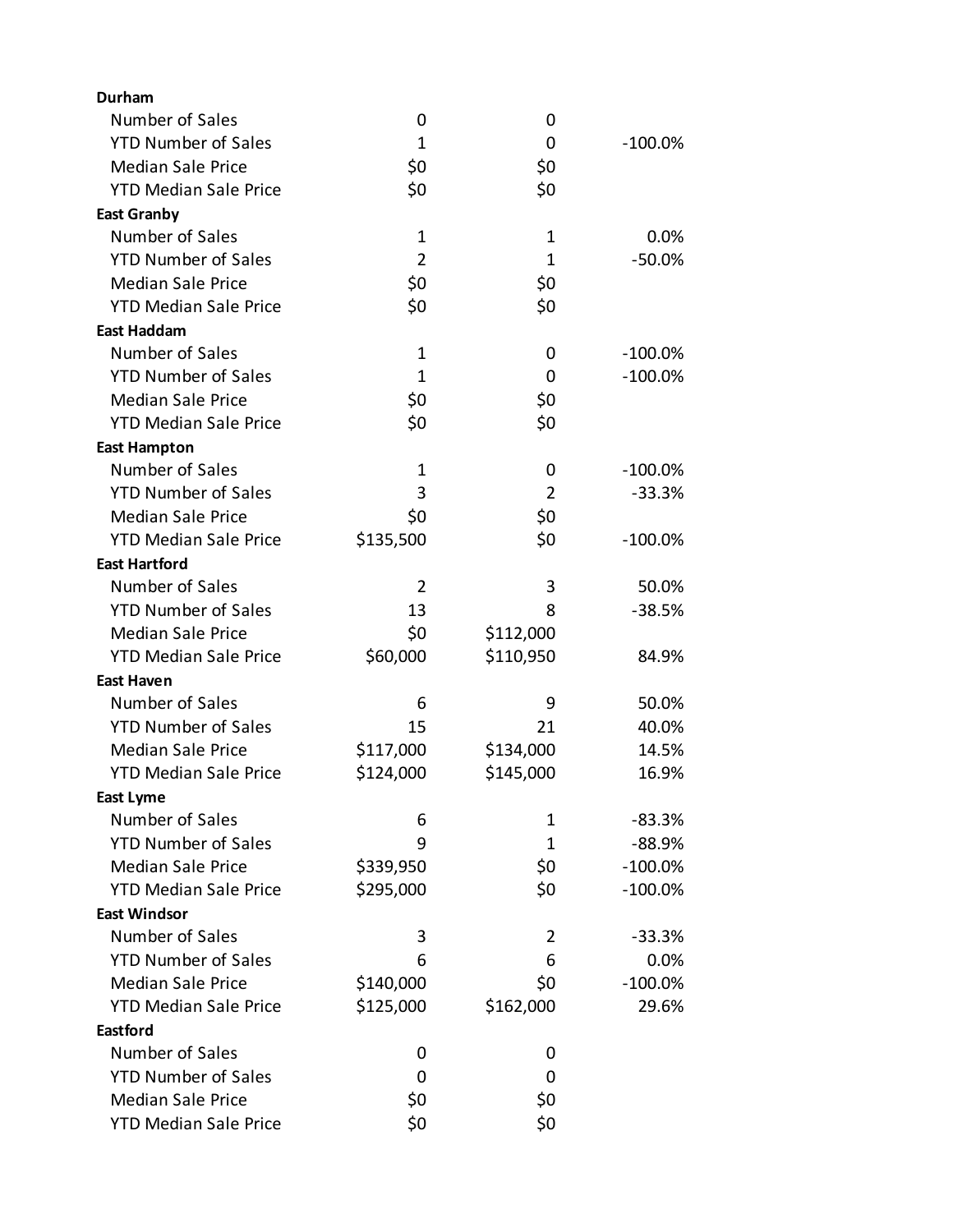| | | | |
|---|---|---|---|
| **Durham** | | | |
| Number of Sales | 0 | 0 | |
| YTD Number of Sales | 1 | 0 | -100.0% |
| Median Sale Price | $0 | $0 | |
| YTD Median Sale Price | $0 | $0 | |
| **East Granby** | | | |
| Number of Sales | 1 | 1 | 0.0% |
| YTD Number of Sales | 2 | 1 | -50.0% |
| Median Sale Price | $0 | $0 | |
| YTD Median Sale Price | $0 | $0 | |
| **East Haddam** | | | |
| Number of Sales | 1 | 0 | -100.0% |
| YTD Number of Sales | 1 | 0 | -100.0% |
| Median Sale Price | $0 | $0 | |
| YTD Median Sale Price | $0 | $0 | |
| **East Hampton** | | | |
| Number of Sales | 1 | 0 | -100.0% |
| YTD Number of Sales | 3 | 2 | -33.3% |
| Median Sale Price | $0 | $0 | |
| YTD Median Sale Price | $135,500 | $0 | -100.0% |
| **East Hartford** | | | |
| Number of Sales | 2 | 3 | 50.0% |
| YTD Number of Sales | 13 | 8 | -38.5% |
| Median Sale Price | $0 | $112,000 | |
| YTD Median Sale Price | $60,000 | $110,950 | 84.9% |
| **East Haven** | | | |
| Number of Sales | 6 | 9 | 50.0% |
| YTD Number of Sales | 15 | 21 | 40.0% |
| Median Sale Price | $117,000 | $134,000 | 14.5% |
| YTD Median Sale Price | $124,000 | $145,000 | 16.9% |
| **East Lyme** | | | |
| Number of Sales | 6 | 1 | -83.3% |
| YTD Number of Sales | 9 | 1 | -88.9% |
| Median Sale Price | $339,950 | $0 | -100.0% |
| YTD Median Sale Price | $295,000 | $0 | -100.0% |
| **East Windsor** | | | |
| Number of Sales | 3 | 2 | -33.3% |
| YTD Number of Sales | 6 | 6 | 0.0% |
| Median Sale Price | $140,000 | $0 | -100.0% |
| YTD Median Sale Price | $125,000 | $162,000 | 29.6% |
| **Eastford** | | | |
| Number of Sales | 0 | 0 | |
| YTD Number of Sales | 0 | 0 | |
| Median Sale Price | $0 | $0 | |
| YTD Median Sale Price | $0 | $0 | |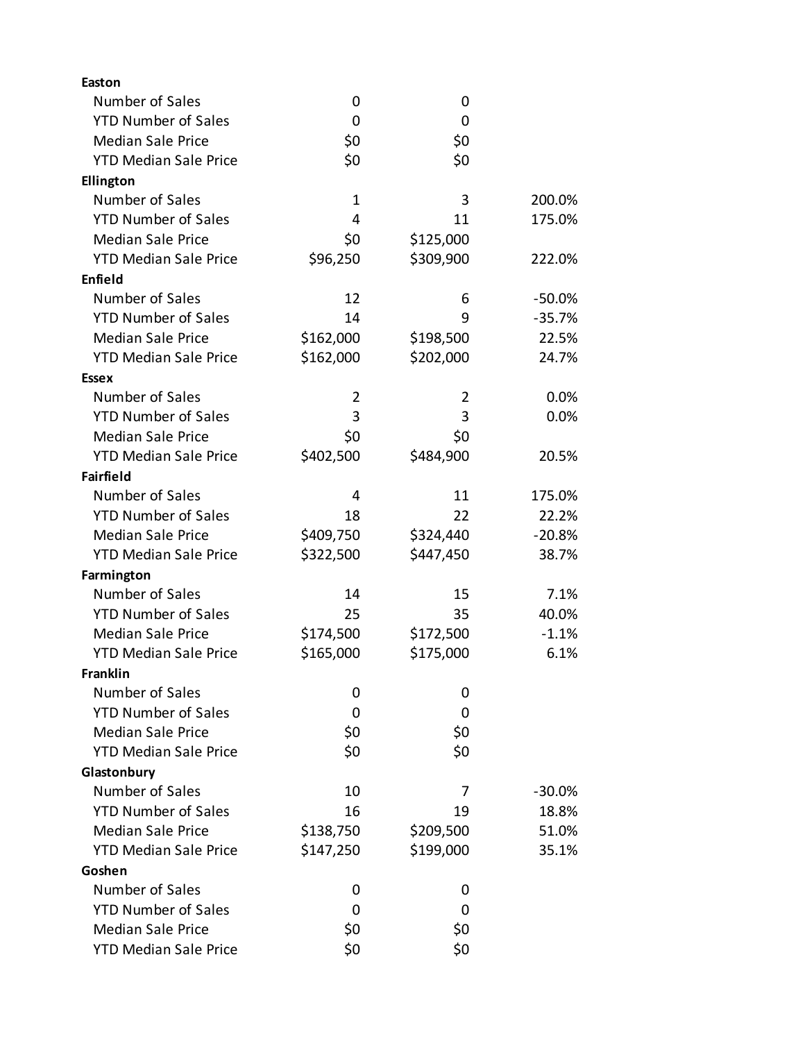| | | | |
|---|---|---|---|
| **Easton** | | | |
| Number of Sales | 0 | 0 | |
| YTD Number of Sales | 0 | 0 | |
| Median Sale Price | $0 | $0 | |
| YTD Median Sale Price | $0 | $0 | |
| **Ellington** | | | |
| Number of Sales | 1 | 3 | 200.0% |
| YTD Number of Sales | 4 | 11 | 175.0% |
| Median Sale Price | $0 | $125,000 | |
| YTD Median Sale Price | $96,250 | $309,900 | 222.0% |
| **Enfield** | | | |
| Number of Sales | 12 | 6 | -50.0% |
| YTD Number of Sales | 14 | 9 | -35.7% |
| Median Sale Price | $162,000 | $198,500 | 22.5% |
| YTD Median Sale Price | $162,000 | $202,000 | 24.7% |
| **Essex** | | | |
| Number of Sales | 2 | 2 | 0.0% |
| YTD Number of Sales | 3 | 3 | 0.0% |
| Median Sale Price | $0 | $0 | |
| YTD Median Sale Price | $402,500 | $484,900 | 20.5% |
| **Fairfield** | | | |
| Number of Sales | 4 | 11 | 175.0% |
| YTD Number of Sales | 18 | 22 | 22.2% |
| Median Sale Price | $409,750 | $324,440 | -20.8% |
| YTD Median Sale Price | $322,500 | $447,450 | 38.7% |
| **Farmington** | | | |
| Number of Sales | 14 | 15 | 7.1% |
| YTD Number of Sales | 25 | 35 | 40.0% |
| Median Sale Price | $174,500 | $172,500 | -1.1% |
| YTD Median Sale Price | $165,000 | $175,000 | 6.1% |
| **Franklin** | | | |
| Number of Sales | 0 | 0 | |
| YTD Number of Sales | 0 | 0 | |
| Median Sale Price | $0 | $0 | |
| YTD Median Sale Price | $0 | $0 | |
| **Glastonbury** | | | |
| Number of Sales | 10 | 7 | -30.0% |
| YTD Number of Sales | 16 | 19 | 18.8% |
| Median Sale Price | $138,750 | $209,500 | 51.0% |
| YTD Median Sale Price | $147,250 | $199,000 | 35.1% |
| **Goshen** | | | |
| Number of Sales | 0 | 0 | |
| YTD Number of Sales | 0 | 0 | |
| Median Sale Price | $0 | $0 | |
| YTD Median Sale Price | $0 | $0 | |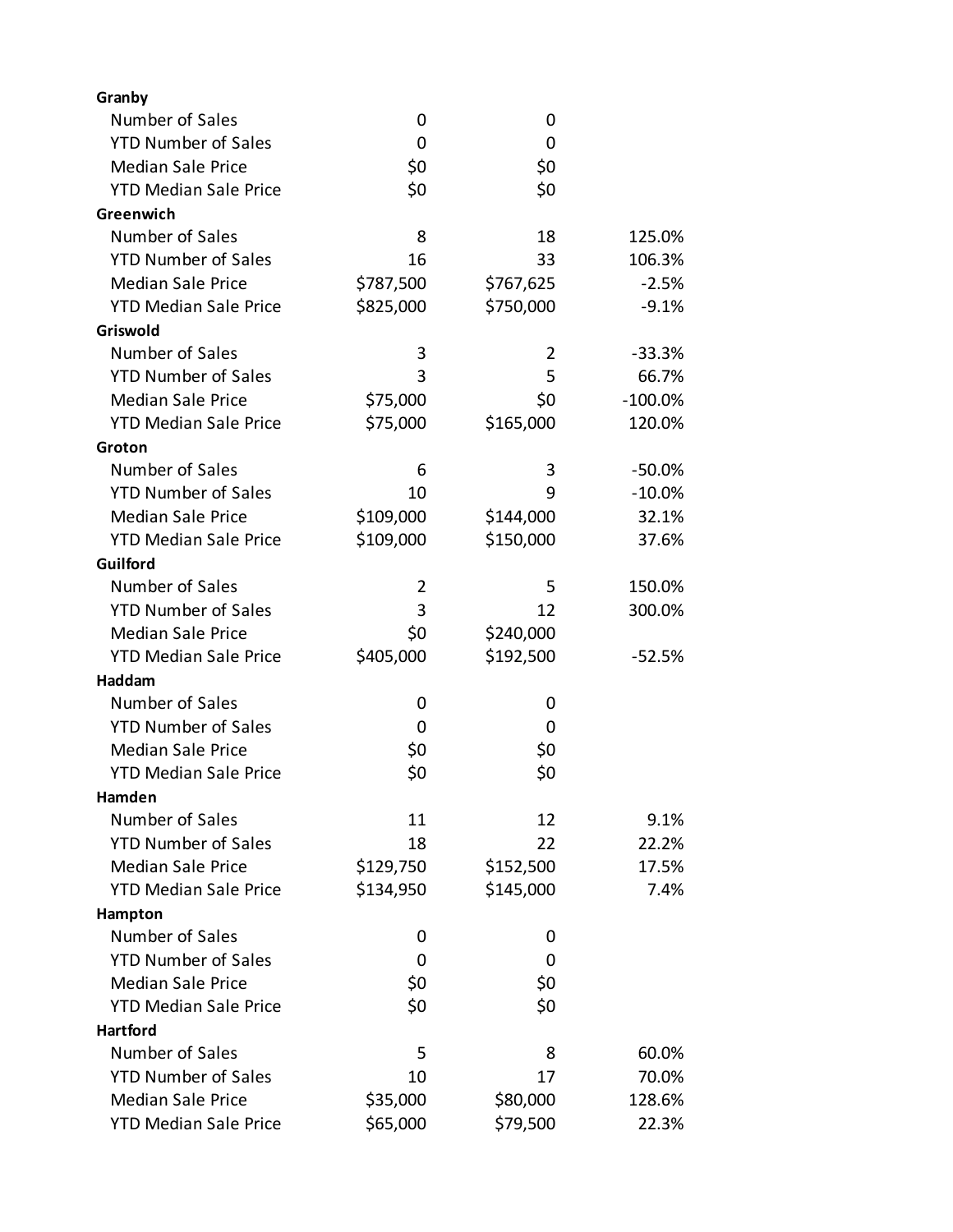| | | | |
|---|---|---|---|
| **Granby** | | | |
| Number of Sales | 0 | 0 | |
| YTD Number of Sales | 0 | 0 | |
| Median Sale Price | $0 | $0 | |
| YTD Median Sale Price | $0 | $0 | |
| **Greenwich** | | | |
| Number of Sales | 8 | 18 | 125.0% |
| YTD Number of Sales | 16 | 33 | 106.3% |
| Median Sale Price | $787,500 | $767,625 | -2.5% |
| YTD Median Sale Price | $825,000 | $750,000 | -9.1% |
| **Griswold** | | | |
| Number of Sales | 3 | 2 | -33.3% |
| YTD Number of Sales | 3 | 5 | 66.7% |
| Median Sale Price | $75,000 | $0 | -100.0% |
| YTD Median Sale Price | $75,000 | $165,000 | 120.0% |
| **Groton** | | | |
| Number of Sales | 6 | 3 | -50.0% |
| YTD Number of Sales | 10 | 9 | -10.0% |
| Median Sale Price | $109,000 | $144,000 | 32.1% |
| YTD Median Sale Price | $109,000 | $150,000 | 37.6% |
| **Guilford** | | | |
| Number of Sales | 2 | 5 | 150.0% |
| YTD Number of Sales | 3 | 12 | 300.0% |
| Median Sale Price | $0 | $240,000 | |
| YTD Median Sale Price | $405,000 | $192,500 | -52.5% |
| **Haddam** | | | |
| Number of Sales | 0 | 0 | |
| YTD Number of Sales | 0 | 0 | |
| Median Sale Price | $0 | $0 | |
| YTD Median Sale Price | $0 | $0 | |
| **Hamden** | | | |
| Number of Sales | 11 | 12 | 9.1% |
| YTD Number of Sales | 18 | 22 | 22.2% |
| Median Sale Price | $129,750 | $152,500 | 17.5% |
| YTD Median Sale Price | $134,950 | $145,000 | 7.4% |
| **Hampton** | | | |
| Number of Sales | 0 | 0 | |
| YTD Number of Sales | 0 | 0 | |
| Median Sale Price | $0 | $0 | |
| YTD Median Sale Price | $0 | $0 | |
| **Hartford** | | | |
| Number of Sales | 5 | 8 | 60.0% |
| YTD Number of Sales | 10 | 17 | 70.0% |
| Median Sale Price | $35,000 | $80,000 | 128.6% |
| YTD Median Sale Price | $65,000 | $79,500 | 22.3% |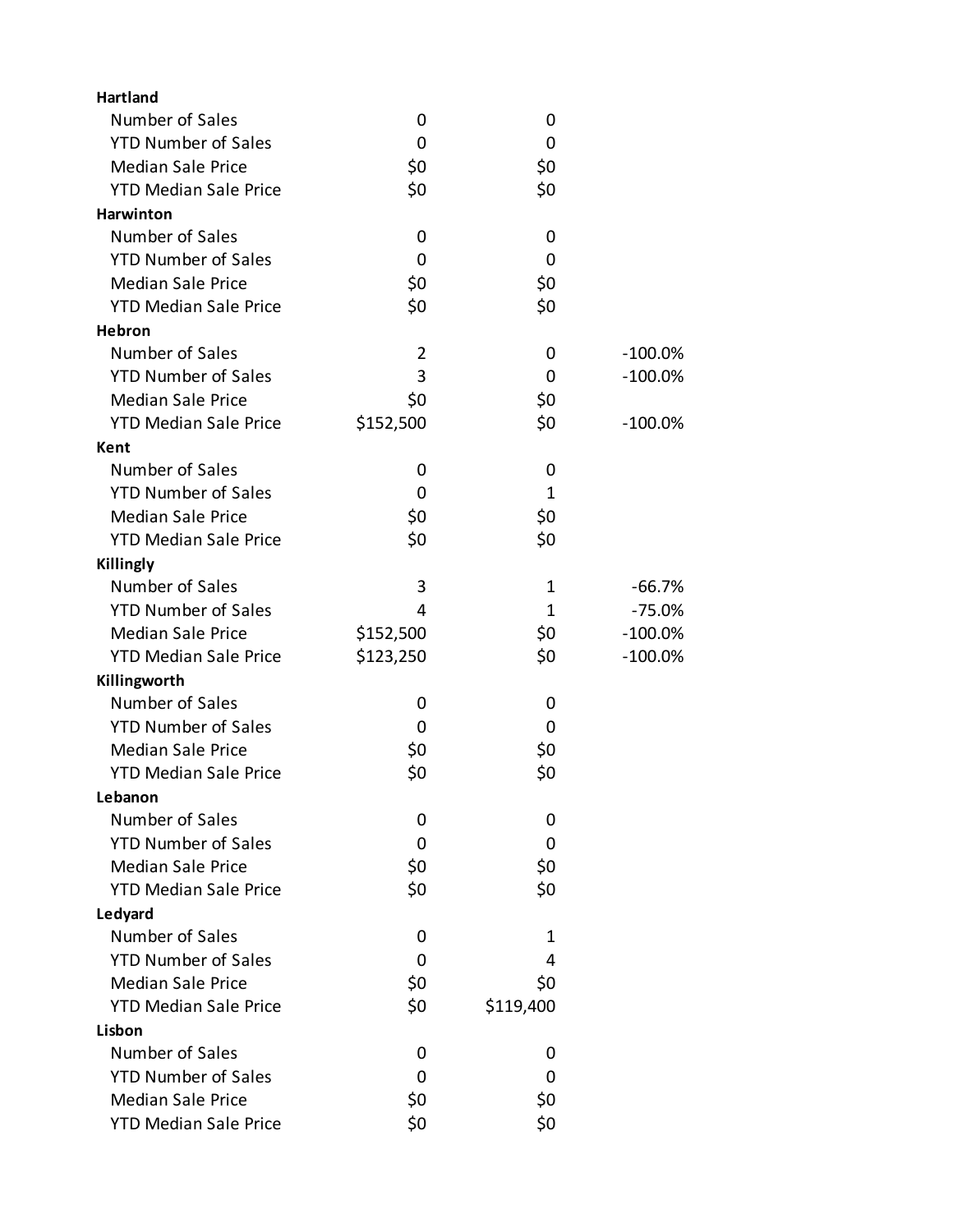| | | | |
|---|---|---|---|
| **Hartland** | | | |
| Number of Sales | 0 | 0 | |
| YTD Number of Sales | 0 | 0 | |
| Median Sale Price | $0 | $0 | |
| YTD Median Sale Price | $0 | $0 | |
| **Harwinton** | | | |
| Number of Sales | 0 | 0 | |
| YTD Number of Sales | 0 | 0 | |
| Median Sale Price | $0 | $0 | |
| YTD Median Sale Price | $0 | $0 | |
| **Hebron** | | | |
| Number of Sales | 2 | 0 | -100.0% |
| YTD Number of Sales | 3 | 0 | -100.0% |
| Median Sale Price | $0 | $0 | |
| YTD Median Sale Price | $152,500 | $0 | -100.0% |
| **Kent** | | | |
| Number of Sales | 0 | 0 | |
| YTD Number of Sales | 0 | 1 | |
| Median Sale Price | $0 | $0 | |
| YTD Median Sale Price | $0 | $0 | |
| **Killingly** | | | |
| Number of Sales | 3 | 1 | -66.7% |
| YTD Number of Sales | 4 | 1 | -75.0% |
| Median Sale Price | $152,500 | $0 | -100.0% |
| YTD Median Sale Price | $123,250 | $0 | -100.0% |
| **Killingworth** | | | |
| Number of Sales | 0 | 0 | |
| YTD Number of Sales | 0 | 0 | |
| Median Sale Price | $0 | $0 | |
| YTD Median Sale Price | $0 | $0 | |
| **Lebanon** | | | |
| Number of Sales | 0 | 0 | |
| YTD Number of Sales | 0 | 0 | |
| Median Sale Price | $0 | $0 | |
| YTD Median Sale Price | $0 | $0 | |
| **Ledyard** | | | |
| Number of Sales | 0 | 1 | |
| YTD Number of Sales | 0 | 4 | |
| Median Sale Price | $0 | $0 | |
| YTD Median Sale Price | $0 | $119,400 | |
| **Lisbon** | | | |
| Number of Sales | 0 | 0 | |
| YTD Number of Sales | 0 | 0 | |
| Median Sale Price | $0 | $0 | |
| YTD Median Sale Price | $0 | $0 | |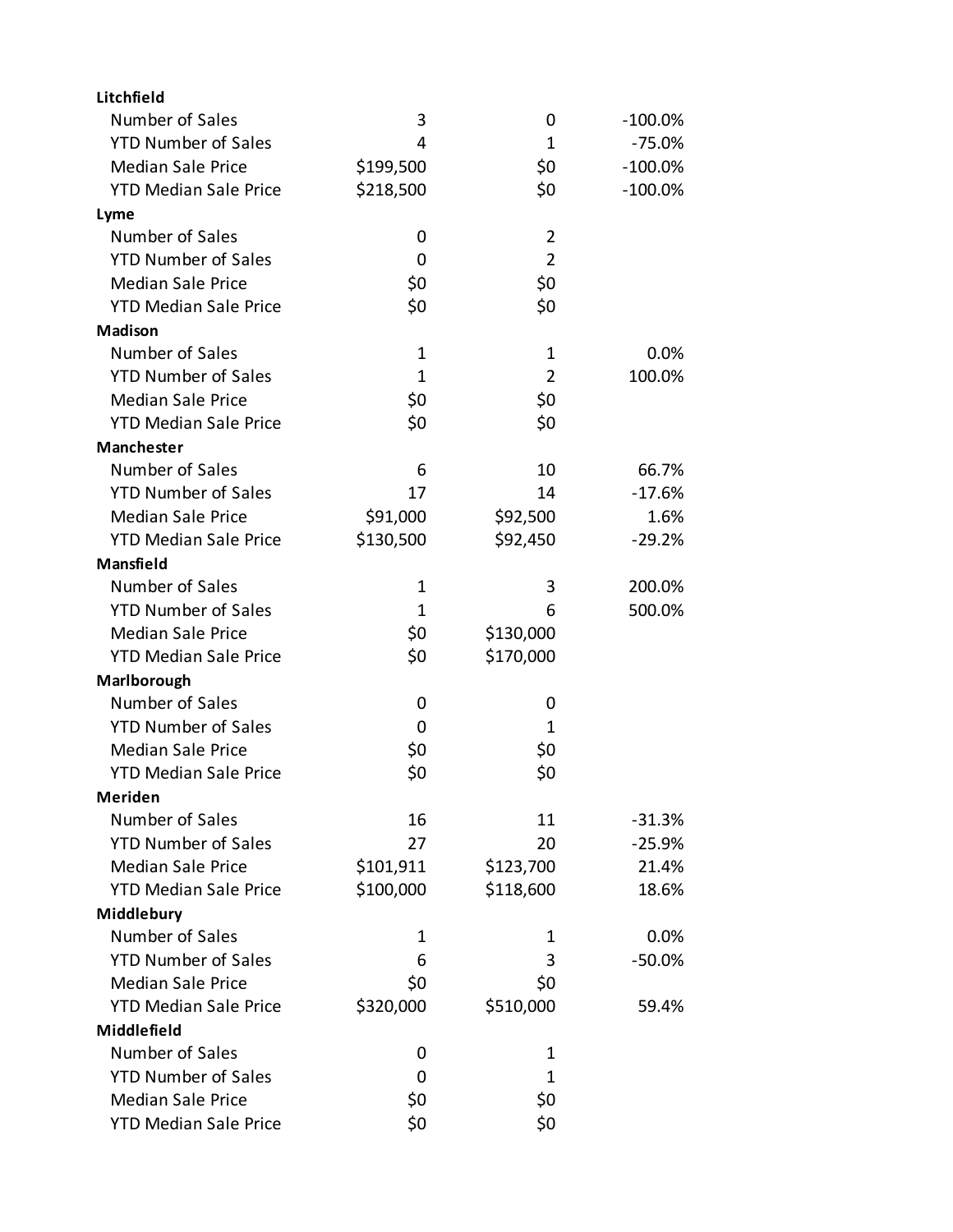| | | | |
|---|---|---|---|
| **Litchfield** | | | |
| Number of Sales | 3 | 0 | -100.0% |
| YTD Number of Sales | 4 | 1 | -75.0% |
| Median Sale Price | $199,500 | $0 | -100.0% |
| YTD Median Sale Price | $218,500 | $0 | -100.0% |
| **Lyme** | | | |
| Number of Sales | 0 | 2 | |
| YTD Number of Sales | 0 | 2 | |
| Median Sale Price | $0 | $0 | |
| YTD Median Sale Price | $0 | $0 | |
| **Madison** | | | |
| Number of Sales | 1 | 1 | 0.0% |
| YTD Number of Sales | 1 | 2 | 100.0% |
| Median Sale Price | $0 | $0 | |
| YTD Median Sale Price | $0 | $0 | |
| **Manchester** | | | |
| Number of Sales | 6 | 10 | 66.7% |
| YTD Number of Sales | 17 | 14 | -17.6% |
| Median Sale Price | $91,000 | $92,500 | 1.6% |
| YTD Median Sale Price | $130,500 | $92,450 | -29.2% |
| **Mansfield** | | | |
| Number of Sales | 1 | 3 | 200.0% |
| YTD Number of Sales | 1 | 6 | 500.0% |
| Median Sale Price | $0 | $130,000 | |
| YTD Median Sale Price | $0 | $170,000 | |
| **Marlborough** | | | |
| Number of Sales | 0 | 0 | |
| YTD Number of Sales | 0 | 1 | |
| Median Sale Price | $0 | $0 | |
| YTD Median Sale Price | $0 | $0 | |
| **Meriden** | | | |
| Number of Sales | 16 | 11 | -31.3% |
| YTD Number of Sales | 27 | 20 | -25.9% |
| Median Sale Price | $101,911 | $123,700 | 21.4% |
| YTD Median Sale Price | $100,000 | $118,600 | 18.6% |
| **Middlebury** | | | |
| Number of Sales | 1 | 1 | 0.0% |
| YTD Number of Sales | 6 | 3 | -50.0% |
| Median Sale Price | $0 | $0 | |
| YTD Median Sale Price | $320,000 | $510,000 | 59.4% |
| **Middlefield** | | | |
| Number of Sales | 0 | 1 | |
| YTD Number of Sales | 0 | 1 | |
| Median Sale Price | $0 | $0 | |
| YTD Median Sale Price | $0 | $0 | |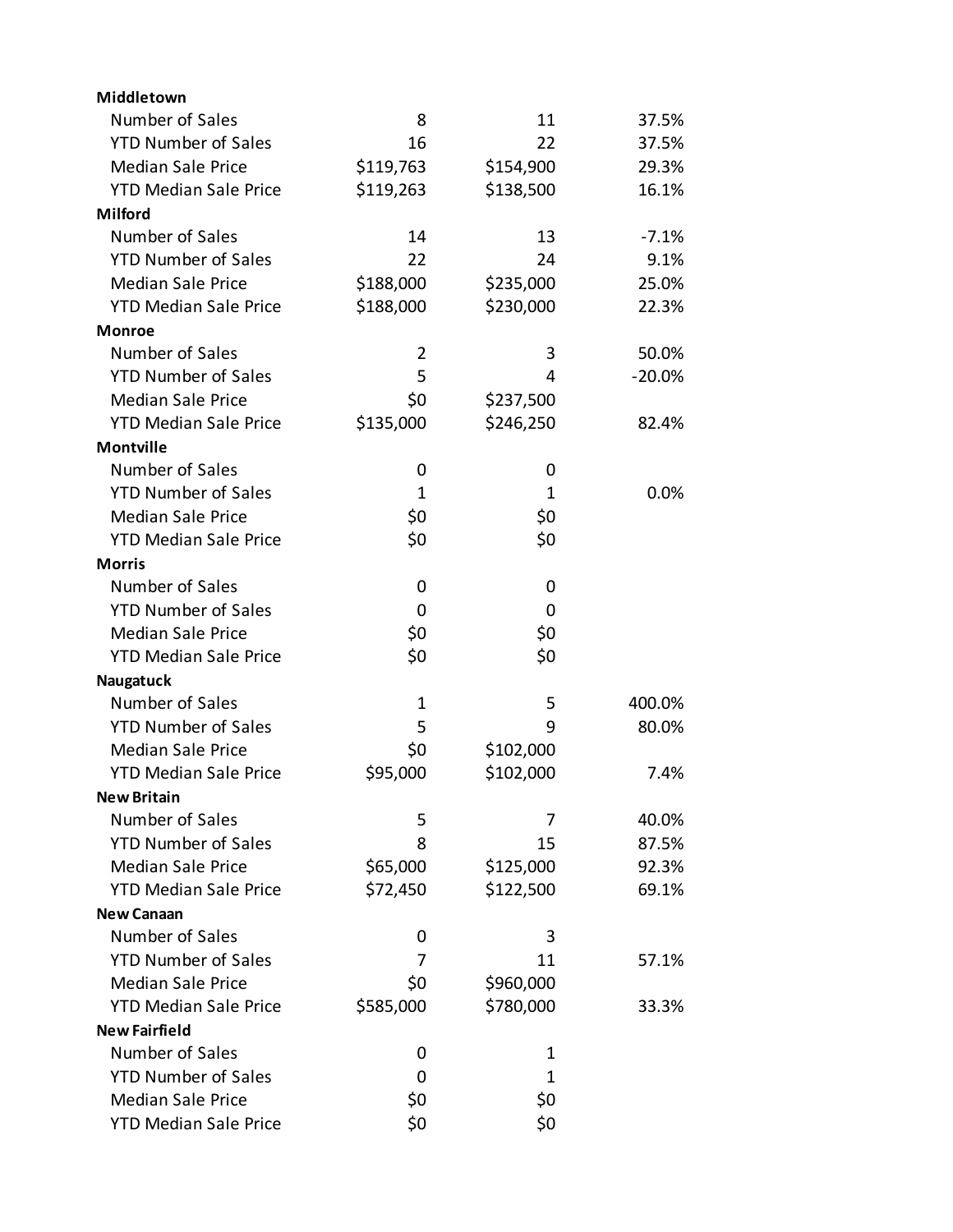| | | | |
|---|---|---|---|
| **Middletown** | | | |
| Number of Sales | 8 | 11 | 37.5% |
| YTD Number of Sales | 16 | 22 | 37.5% |
| Median Sale Price | $119,763 | $154,900 | 29.3% |
| YTD Median Sale Price | $119,263 | $138,500 | 16.1% |
| **Milford** | | | |
| Number of Sales | 14 | 13 | -7.1% |
| YTD Number of Sales | 22 | 24 | 9.1% |
| Median Sale Price | $188,000 | $235,000 | 25.0% |
| YTD Median Sale Price | $188,000 | $230,000 | 22.3% |
| **Monroe** | | | |
| Number of Sales | 2 | 3 | 50.0% |
| YTD Number of Sales | 5 | 4 | -20.0% |
| Median Sale Price | $0 | $237,500 | |
| YTD Median Sale Price | $135,000 | $246,250 | 82.4% |
| **Montville** | | | |
| Number of Sales | 0 | 0 | |
| YTD Number of Sales | 1 | 1 | 0.0% |
| Median Sale Price | $0 | $0 | |
| YTD Median Sale Price | $0 | $0 | |
| **Morris** | | | |
| Number of Sales | 0 | 0 | |
| YTD Number of Sales | 0 | 0 | |
| Median Sale Price | $0 | $0 | |
| YTD Median Sale Price | $0 | $0 | |
| **Naugatuck** | | | |
| Number of Sales | 1 | 5 | 400.0% |
| YTD Number of Sales | 5 | 9 | 80.0% |
| Median Sale Price | $0 | $102,000 | |
| YTD Median Sale Price | $95,000 | $102,000 | 7.4% |
| **New Britain** | | | |
| Number of Sales | 5 | 7 | 40.0% |
| YTD Number of Sales | 8 | 15 | 87.5% |
| Median Sale Price | $65,000 | $125,000 | 92.3% |
| YTD Median Sale Price | $72,450 | $122,500 | 69.1% |
| **New Canaan** | | | |
| Number of Sales | 0 | 3 | |
| YTD Number of Sales | 7 | 11 | 57.1% |
| Median Sale Price | $0 | $960,000 | |
| YTD Median Sale Price | $585,000 | $780,000 | 33.3% |
| **New Fairfield** | | | |
| Number of Sales | 0 | 1 | |
| YTD Number of Sales | 0 | 1 | |
| Median Sale Price | $0 | $0 | |
| YTD Median Sale Price | $0 | $0 | |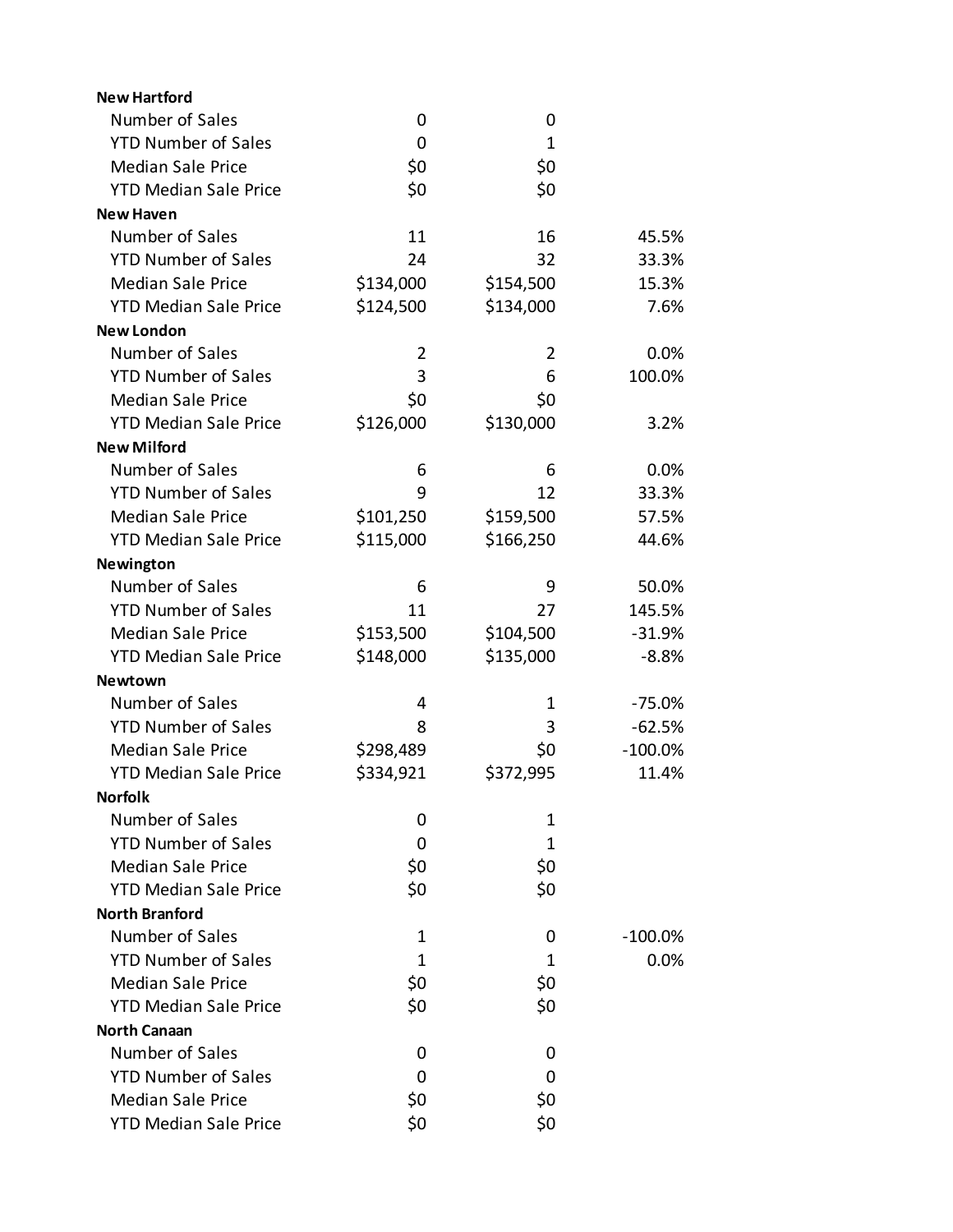| | | | |
|---|---|---|---|
| **New Hartford** | | | |
| Number of Sales | 0 | 0 | |
| YTD Number of Sales | 0 | 1 | |
| Median Sale Price | $0 | $0 | |
| YTD Median Sale Price | $0 | $0 | |
| **New Haven** | | | |
| Number of Sales | 11 | 16 | 45.5% |
| YTD Number of Sales | 24 | 32 | 33.3% |
| Median Sale Price | $134,000 | $154,500 | 15.3% |
| YTD Median Sale Price | $124,500 | $134,000 | 7.6% |
| **New London** | | | |
| Number of Sales | 2 | 2 | 0.0% |
| YTD Number of Sales | 3 | 6 | 100.0% |
| Median Sale Price | $0 | $0 | |
| YTD Median Sale Price | $126,000 | $130,000 | 3.2% |
| **New Milford** | | | |
| Number of Sales | 6 | 6 | 0.0% |
| YTD Number of Sales | 9 | 12 | 33.3% |
| Median Sale Price | $101,250 | $159,500 | 57.5% |
| YTD Median Sale Price | $115,000 | $166,250 | 44.6% |
| **Newington** | | | |
| Number of Sales | 6 | 9 | 50.0% |
| YTD Number of Sales | 11 | 27 | 145.5% |
| Median Sale Price | $153,500 | $104,500 | -31.9% |
| YTD Median Sale Price | $148,000 | $135,000 | -8.8% |
| **Newtown** | | | |
| Number of Sales | 4 | 1 | -75.0% |
| YTD Number of Sales | 8 | 3 | -62.5% |
| Median Sale Price | $298,489 | $0 | -100.0% |
| YTD Median Sale Price | $334,921 | $372,995 | 11.4% |
| **Norfolk** | | | |
| Number of Sales | 0 | 1 | |
| YTD Number of Sales | 0 | 1 | |
| Median Sale Price | $0 | $0 | |
| YTD Median Sale Price | $0 | $0 | |
| **North Branford** | | | |
| Number of Sales | 1 | 0 | -100.0% |
| YTD Number of Sales | 1 | 1 | 0.0% |
| Median Sale Price | $0 | $0 | |
| YTD Median Sale Price | $0 | $0 | |
| **North Canaan** | | | |
| Number of Sales | 0 | 0 | |
| YTD Number of Sales | 0 | 0 | |
| Median Sale Price | $0 | $0 | |
| YTD Median Sale Price | $0 | $0 | |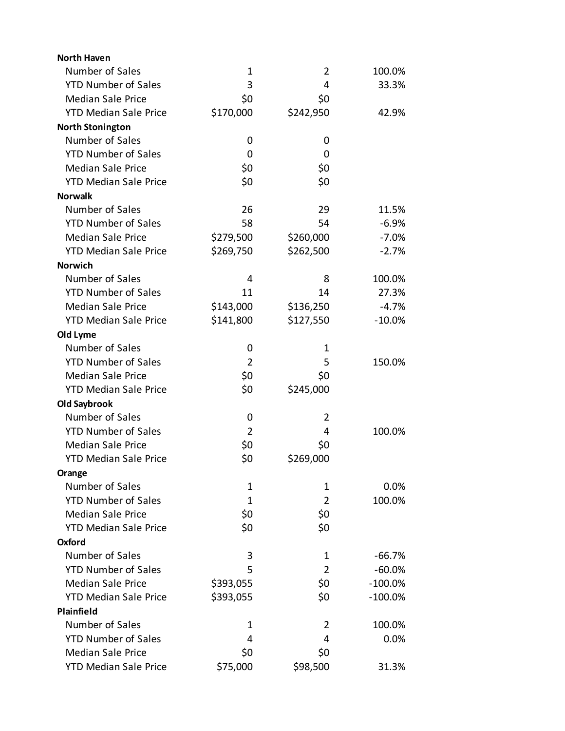| | | | |
|---|---|---|---|
| **North Haven** | | | |
| Number of Sales | 1 | 2 | 100.0% |
| YTD Number of Sales | 3 | 4 | 33.3% |
| Median Sale Price | $0 | $0 | |
| YTD Median Sale Price | $170,000 | $242,950 | 42.9% |
| **North Stonington** | | | |
| Number of Sales | 0 | 0 | |
| YTD Number of Sales | 0 | 0 | |
| Median Sale Price | $0 | $0 | |
| YTD Median Sale Price | $0 | $0 | |
| **Norwalk** | | | |
| Number of Sales | 26 | 29 | 11.5% |
| YTD Number of Sales | 58 | 54 | -6.9% |
| Median Sale Price | $279,500 | $260,000 | -7.0% |
| YTD Median Sale Price | $269,750 | $262,500 | -2.7% |
| **Norwich** | | | |
| Number of Sales | 4 | 8 | 100.0% |
| YTD Number of Sales | 11 | 14 | 27.3% |
| Median Sale Price | $143,000 | $136,250 | -4.7% |
| YTD Median Sale Price | $141,800 | $127,550 | -10.0% |
| **Old Lyme** | | | |
| Number of Sales | 0 | 1 | |
| YTD Number of Sales | 2 | 5 | 150.0% |
| Median Sale Price | $0 | $0 | |
| YTD Median Sale Price | $0 | $245,000 | |
| **Old Saybrook** | | | |
| Number of Sales | 0 | 2 | |
| YTD Number of Sales | 2 | 4 | 100.0% |
| Median Sale Price | $0 | $0 | |
| YTD Median Sale Price | $0 | $269,000 | |
| **Orange** | | | |
| Number of Sales | 1 | 1 | 0.0% |
| YTD Number of Sales | 1 | 2 | 100.0% |
| Median Sale Price | $0 | $0 | |
| YTD Median Sale Price | $0 | $0 | |
| **Oxford** | | | |
| Number of Sales | 3 | 1 | -66.7% |
| YTD Number of Sales | 5 | 2 | -60.0% |
| Median Sale Price | $393,055 | $0 | -100.0% |
| YTD Median Sale Price | $393,055 | $0 | -100.0% |
| **Plainfield** | | | |
| Number of Sales | 1 | 2 | 100.0% |
| YTD Number of Sales | 4 | 4 | 0.0% |
| Median Sale Price | $0 | $0 | |
| YTD Median Sale Price | $75,000 | $98,500 | 31.3% |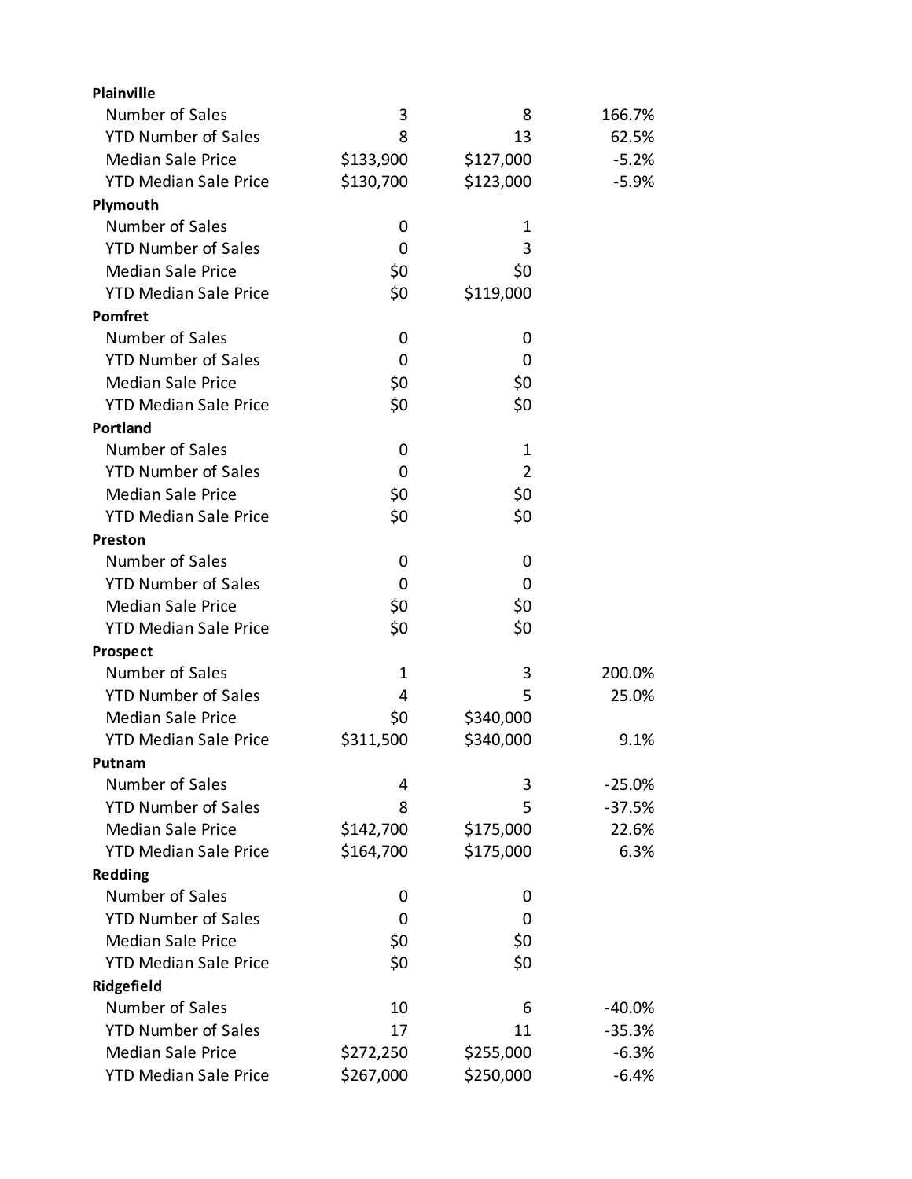| | | | |
|---|---|---|---|
| **Plainville** | | | |
| Number of Sales | 3 | 8 | 166.7% |
| YTD Number of Sales | 8 | 13 | 62.5% |
| Median Sale Price | $133,900 | $127,000 | -5.2% |
| YTD Median Sale Price | $130,700 | $123,000 | -5.9% |
| **Plymouth** | | | |
| Number of Sales | 0 | 1 | |
| YTD Number of Sales | 0 | 3 | |
| Median Sale Price | $0 | $0 | |
| YTD Median Sale Price | $0 | $119,000 | |
| **Pomfret** | | | |
| Number of Sales | 0 | 0 | |
| YTD Number of Sales | 0 | 0 | |
| Median Sale Price | $0 | $0 | |
| YTD Median Sale Price | $0 | $0 | |
| **Portland** | | | |
| Number of Sales | 0 | 1 | |
| YTD Number of Sales | 0 | 2 | |
| Median Sale Price | $0 | $0 | |
| YTD Median Sale Price | $0 | $0 | |
| **Preston** | | | |
| Number of Sales | 0 | 0 | |
| YTD Number of Sales | 0 | 0 | |
| Median Sale Price | $0 | $0 | |
| YTD Median Sale Price | $0 | $0 | |
| **Prospect** | | | |
| Number of Sales | 1 | 3 | 200.0% |
| YTD Number of Sales | 4 | 5 | 25.0% |
| Median Sale Price | $0 | $340,000 | |
| YTD Median Sale Price | $311,500 | $340,000 | 9.1% |
| **Putnam** | | | |
| Number of Sales | 4 | 3 | -25.0% |
| YTD Number of Sales | 8 | 5 | -37.5% |
| Median Sale Price | $142,700 | $175,000 | 22.6% |
| YTD Median Sale Price | $164,700 | $175,000 | 6.3% |
| **Redding** | | | |
| Number of Sales | 0 | 0 | |
| YTD Number of Sales | 0 | 0 | |
| Median Sale Price | $0 | $0 | |
| YTD Median Sale Price | $0 | $0 | |
| **Ridgefield** | | | |
| Number of Sales | 10 | 6 | -40.0% |
| YTD Number of Sales | 17 | 11 | -35.3% |
| Median Sale Price | $272,250 | $255,000 | -6.3% |
| YTD Median Sale Price | $267,000 | $250,000 | -6.4% |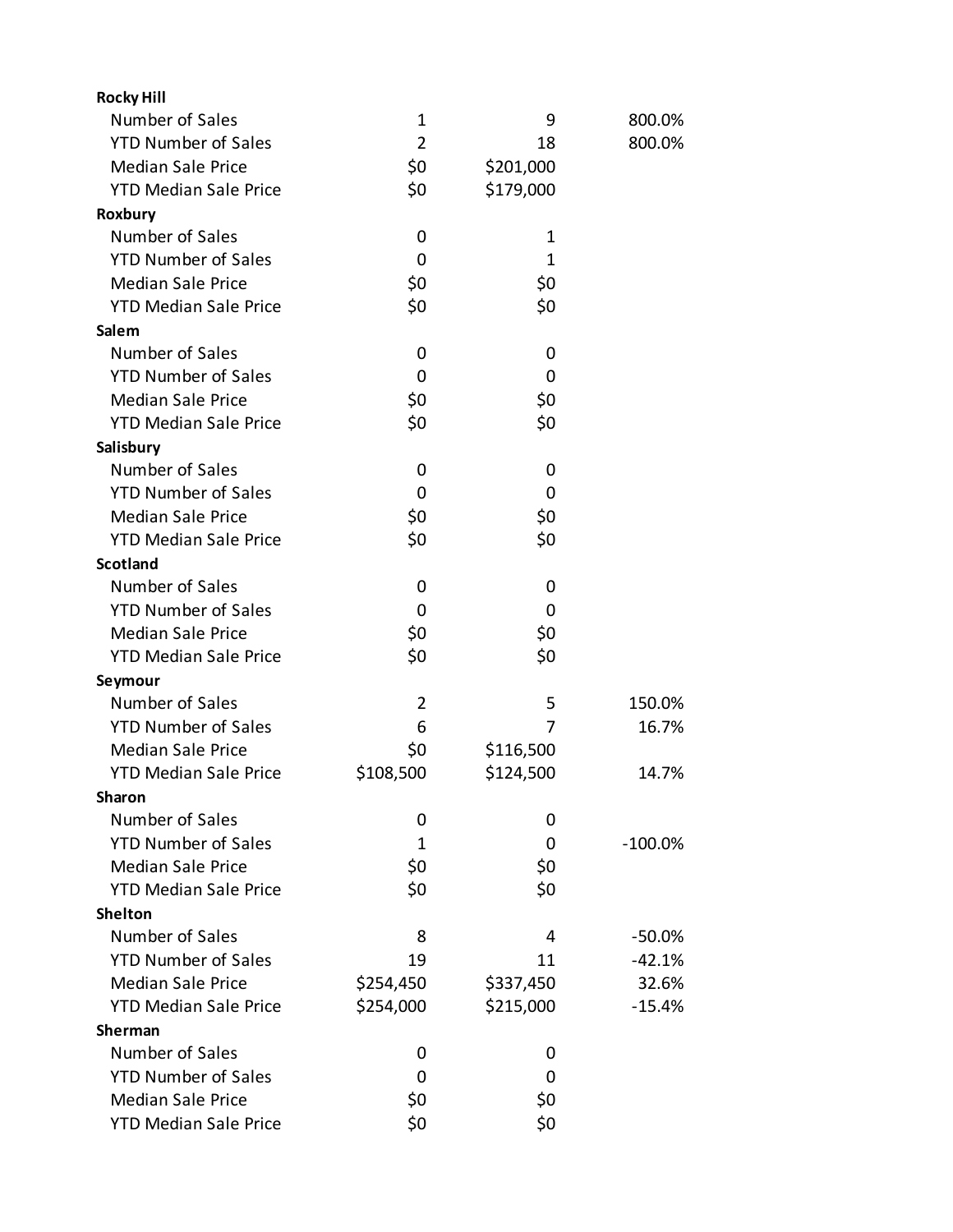| | | | |
|---|---|---|---|
| **Rocky Hill** | | | |
| Number of Sales | 1 | 9 | 800.0% |
| YTD Number of Sales | 2 | 18 | 800.0% |
| Median Sale Price | $0 | $201,000 | |
| YTD Median Sale Price | $0 | $179,000 | |
| **Roxbury** | | | |
| Number of Sales | 0 | 1 | |
| YTD Number of Sales | 0 | 1 | |
| Median Sale Price | $0 | $0 | |
| YTD Median Sale Price | $0 | $0 | |
| **Salem** | | | |
| Number of Sales | 0 | 0 | |
| YTD Number of Sales | 0 | 0 | |
| Median Sale Price | $0 | $0 | |
| YTD Median Sale Price | $0 | $0 | |
| **Salisbury** | | | |
| Number of Sales | 0 | 0 | |
| YTD Number of Sales | 0 | 0 | |
| Median Sale Price | $0 | $0 | |
| YTD Median Sale Price | $0 | $0 | |
| **Scotland** | | | |
| Number of Sales | 0 | 0 | |
| YTD Number of Sales | 0 | 0 | |
| Median Sale Price | $0 | $0 | |
| YTD Median Sale Price | $0 | $0 | |
| **Seymour** | | | |
| Number of Sales | 2 | 5 | 150.0% |
| YTD Number of Sales | 6 | 7 | 16.7% |
| Median Sale Price | $0 | $116,500 | |
| YTD Median Sale Price | $108,500 | $124,500 | 14.7% |
| **Sharon** | | | |
| Number of Sales | 0 | 0 | |
| YTD Number of Sales | 1 | 0 | -100.0% |
| Median Sale Price | $0 | $0 | |
| YTD Median Sale Price | $0 | $0 | |
| **Shelton** | | | |
| Number of Sales | 8 | 4 | -50.0% |
| YTD Number of Sales | 19 | 11 | -42.1% |
| Median Sale Price | $254,450 | $337,450 | 32.6% |
| YTD Median Sale Price | $254,000 | $215,000 | -15.4% |
| **Sherman** | | | |
| Number of Sales | 0 | 0 | |
| YTD Number of Sales | 0 | 0 | |
| Median Sale Price | $0 | $0 | |
| YTD Median Sale Price | $0 | $0 | |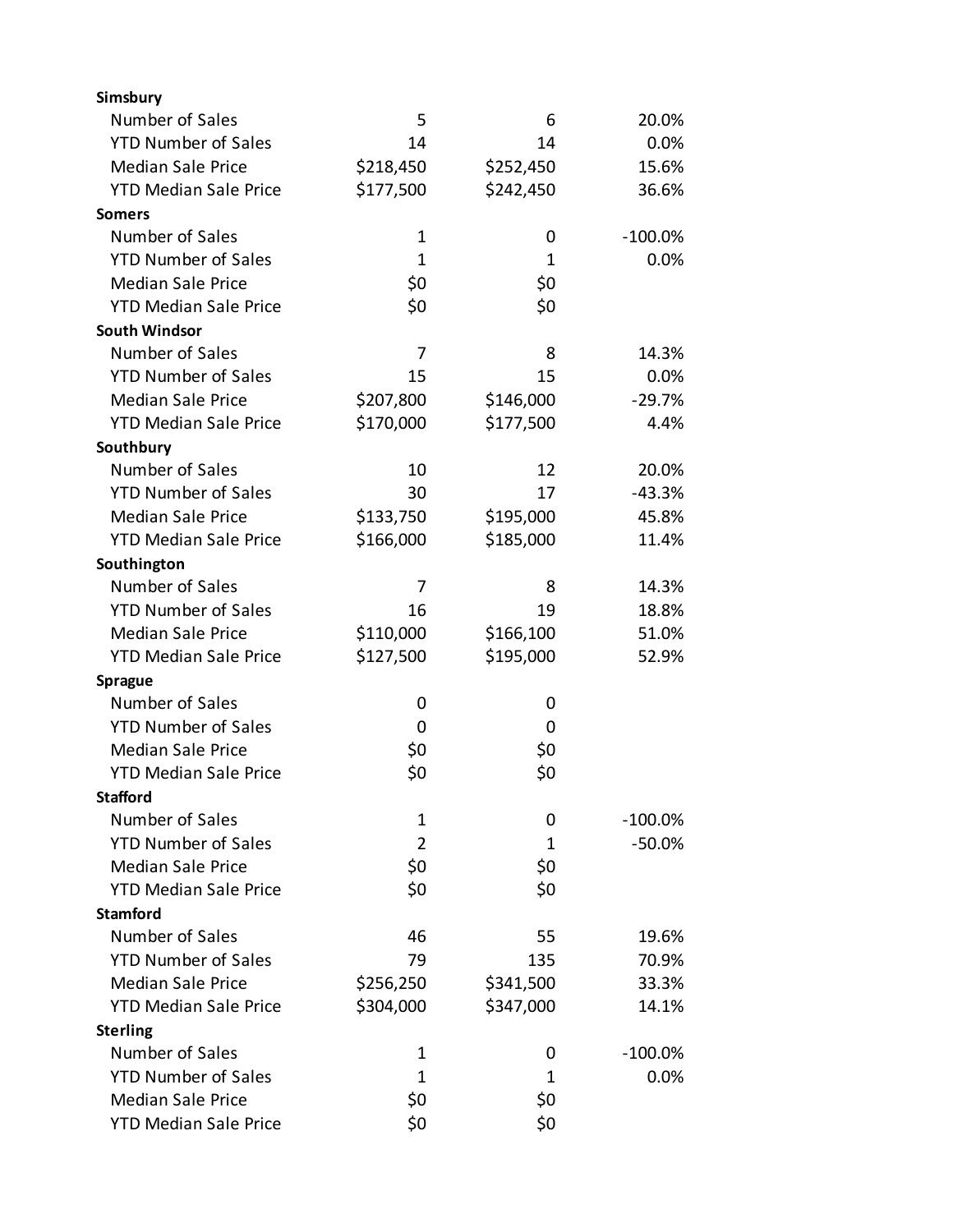| | | | |
|---|---|---|---|
| **Simsbury** | | | |
| Number of Sales | 5 | 6 | 20.0% |
| YTD Number of Sales | 14 | 14 | 0.0% |
| Median Sale Price | $218,450 | $252,450 | 15.6% |
| YTD Median Sale Price | $177,500 | $242,450 | 36.6% |
| **Somers** | | | |
| Number of Sales | 1 | 0 | -100.0% |
| YTD Number of Sales | 1 | 1 | 0.0% |
| Median Sale Price | $0 | $0 | |
| YTD Median Sale Price | $0 | $0 | |
| **South Windsor** | | | |
| Number of Sales | 7 | 8 | 14.3% |
| YTD Number of Sales | 15 | 15 | 0.0% |
| Median Sale Price | $207,800 | $146,000 | -29.7% |
| YTD Median Sale Price | $170,000 | $177,500 | 4.4% |
| **Southbury** | | | |
| Number of Sales | 10 | 12 | 20.0% |
| YTD Number of Sales | 30 | 17 | -43.3% |
| Median Sale Price | $133,750 | $195,000 | 45.8% |
| YTD Median Sale Price | $166,000 | $185,000 | 11.4% |
| **Southington** | | | |
| Number of Sales | 7 | 8 | 14.3% |
| YTD Number of Sales | 16 | 19 | 18.8% |
| Median Sale Price | $110,000 | $166,100 | 51.0% |
| YTD Median Sale Price | $127,500 | $195,000 | 52.9% |
| **Sprague** | | | |
| Number of Sales | 0 | 0 | |
| YTD Number of Sales | 0 | 0 | |
| Median Sale Price | $0 | $0 | |
| YTD Median Sale Price | $0 | $0 | |
| **Stafford** | | | |
| Number of Sales | 1 | 0 | -100.0% |
| YTD Number of Sales | 2 | 1 | -50.0% |
| Median Sale Price | $0 | $0 | |
| YTD Median Sale Price | $0 | $0 | |
| **Stamford** | | | |
| Number of Sales | 46 | 55 | 19.6% |
| YTD Number of Sales | 79 | 135 | 70.9% |
| Median Sale Price | $256,250 | $341,500 | 33.3% |
| YTD Median Sale Price | $304,000 | $347,000 | 14.1% |
| **Sterling** | | | |
| Number of Sales | 1 | 0 | -100.0% |
| YTD Number of Sales | 1 | 1 | 0.0% |
| Median Sale Price | $0 | $0 | |
| YTD Median Sale Price | $0 | $0 | |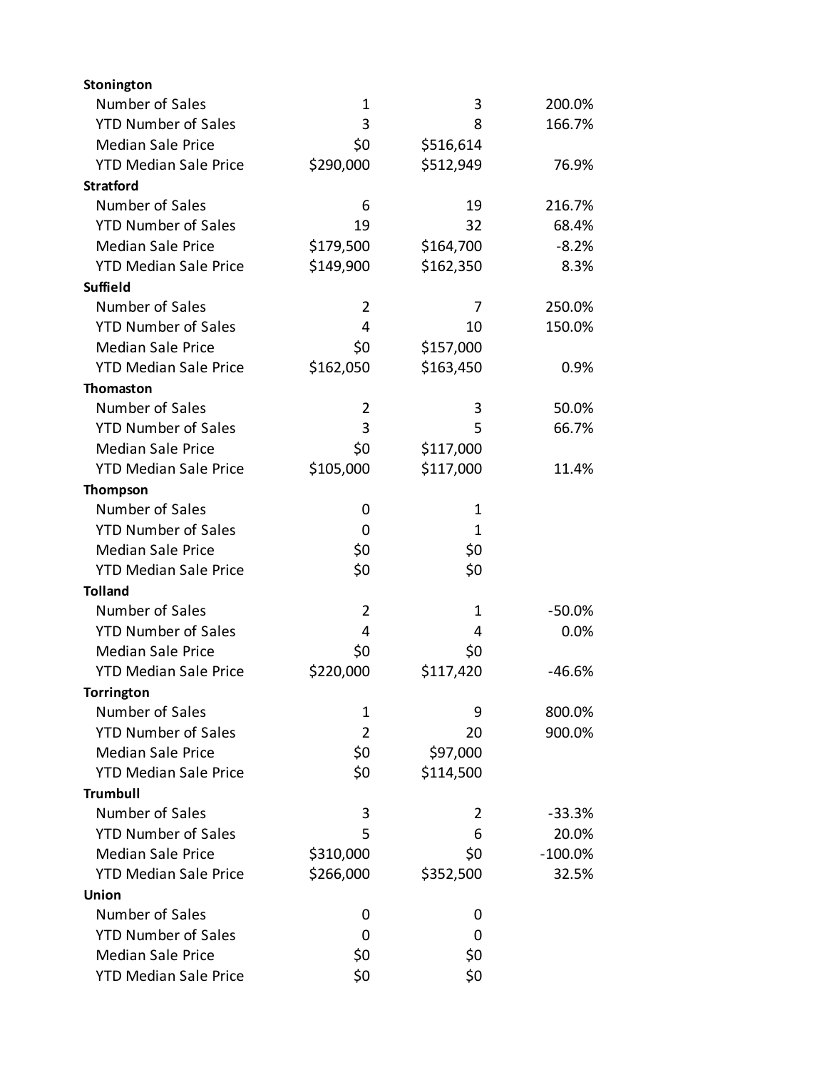| | | | |
|---|---|---|---|
| **Stonington** | | | |
| Number of Sales | 1 | 3 | 200.0% |
| YTD Number of Sales | 3 | 8 | 166.7% |
| Median Sale Price | $0 | $516,614 | |
| YTD Median Sale Price | $290,000 | $512,949 | 76.9% |
| **Stratford** | | | |
| Number of Sales | 6 | 19 | 216.7% |
| YTD Number of Sales | 19 | 32 | 68.4% |
| Median Sale Price | $179,500 | $164,700 | -8.2% |
| YTD Median Sale Price | $149,900 | $162,350 | 8.3% |
| **Suffield** | | | |
| Number of Sales | 2 | 7 | 250.0% |
| YTD Number of Sales | 4 | 10 | 150.0% |
| Median Sale Price | $0 | $157,000 | |
| YTD Median Sale Price | $162,050 | $163,450 | 0.9% |
| **Thomaston** | | | |
| Number of Sales | 2 | 3 | 50.0% |
| YTD Number of Sales | 3 | 5 | 66.7% |
| Median Sale Price | $0 | $117,000 | |
| YTD Median Sale Price | $105,000 | $117,000 | 11.4% |
| **Thompson** | | | |
| Number of Sales | 0 | 1 | |
| YTD Number of Sales | 0 | 1 | |
| Median Sale Price | $0 | $0 | |
| YTD Median Sale Price | $0 | $0 | |
| **Tolland** | | | |
| Number of Sales | 2 | 1 | -50.0% |
| YTD Number of Sales | 4 | 4 | 0.0% |
| Median Sale Price | $0 | $0 | |
| YTD Median Sale Price | $220,000 | $117,420 | -46.6% |
| **Torrington** | | | |
| Number of Sales | 1 | 9 | 800.0% |
| YTD Number of Sales | 2 | 20 | 900.0% |
| Median Sale Price | $0 | $97,000 | |
| YTD Median Sale Price | $0 | $114,500 | |
| **Trumbull** | | | |
| Number of Sales | 3 | 2 | -33.3% |
| YTD Number of Sales | 5 | 6 | 20.0% |
| Median Sale Price | $310,000 | $0 | -100.0% |
| YTD Median Sale Price | $266,000 | $352,500 | 32.5% |
| **Union** | | | |
| Number of Sales | 0 | 0 | |
| YTD Number of Sales | 0 | 0 | |
| Median Sale Price | $0 | $0 | |
| YTD Median Sale Price | $0 | $0 | |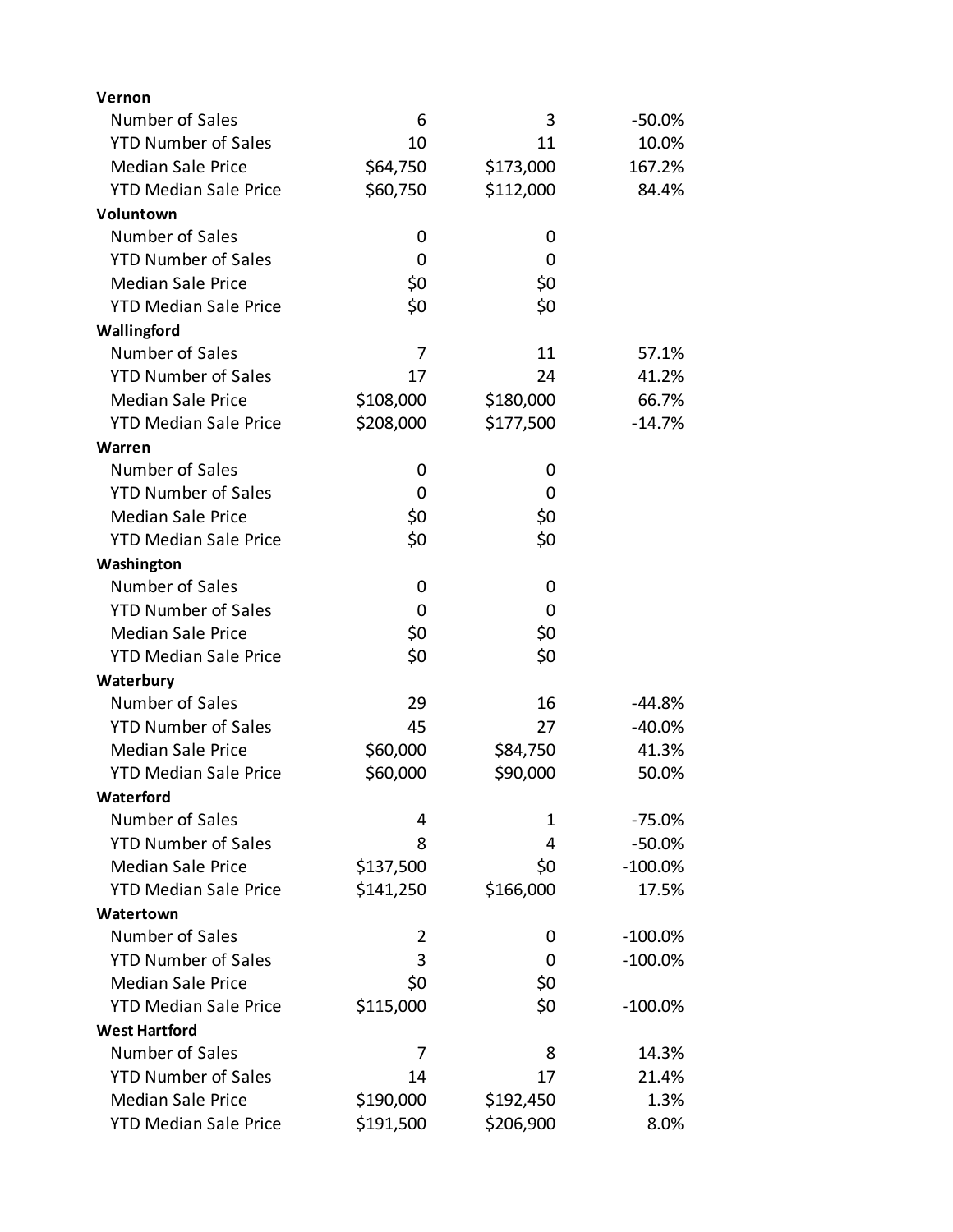| | | | |
|---|---|---|---|
| **Vernon** | | | |
| Number of Sales | 6 | 3 | -50.0% |
| YTD Number of Sales | 10 | 11 | 10.0% |
| Median Sale Price | $64,750 | $173,000 | 167.2% |
| YTD Median Sale Price | $60,750 | $112,000 | 84.4% |
| **Voluntown** | | | |
| Number of Sales | 0 | 0 | |
| YTD Number of Sales | 0 | 0 | |
| Median Sale Price | $0 | $0 | |
| YTD Median Sale Price | $0 | $0 | |
| **Wallingford** | | | |
| Number of Sales | 7 | 11 | 57.1% |
| YTD Number of Sales | 17 | 24 | 41.2% |
| Median Sale Price | $108,000 | $180,000 | 66.7% |
| YTD Median Sale Price | $208,000 | $177,500 | -14.7% |
| **Warren** | | | |
| Number of Sales | 0 | 0 | |
| YTD Number of Sales | 0 | 0 | |
| Median Sale Price | $0 | $0 | |
| YTD Median Sale Price | $0 | $0 | |
| **Washington** | | | |
| Number of Sales | 0 | 0 | |
| YTD Number of Sales | 0 | 0 | |
| Median Sale Price | $0 | $0 | |
| YTD Median Sale Price | $0 | $0 | |
| **Waterbury** | | | |
| Number of Sales | 29 | 16 | -44.8% |
| YTD Number of Sales | 45 | 27 | -40.0% |
| Median Sale Price | $60,000 | $84,750 | 41.3% |
| YTD Median Sale Price | $60,000 | $90,000 | 50.0% |
| **Waterford** | | | |
| Number of Sales | 4 | 1 | -75.0% |
| YTD Number of Sales | 8 | 4 | -50.0% |
| Median Sale Price | $137,500 | $0 | -100.0% |
| YTD Median Sale Price | $141,250 | $166,000 | 17.5% |
| **Watertown** | | | |
| Number of Sales | 2 | 0 | -100.0% |
| YTD Number of Sales | 3 | 0 | -100.0% |
| Median Sale Price | $0 | $0 | |
| YTD Median Sale Price | $115,000 | $0 | -100.0% |
| **West Hartford** | | | |
| Number of Sales | 7 | 8 | 14.3% |
| YTD Number of Sales | 14 | 17 | 21.4% |
| Median Sale Price | $190,000 | $192,450 | 1.3% |
| YTD Median Sale Price | $191,500 | $206,900 | 8.0% |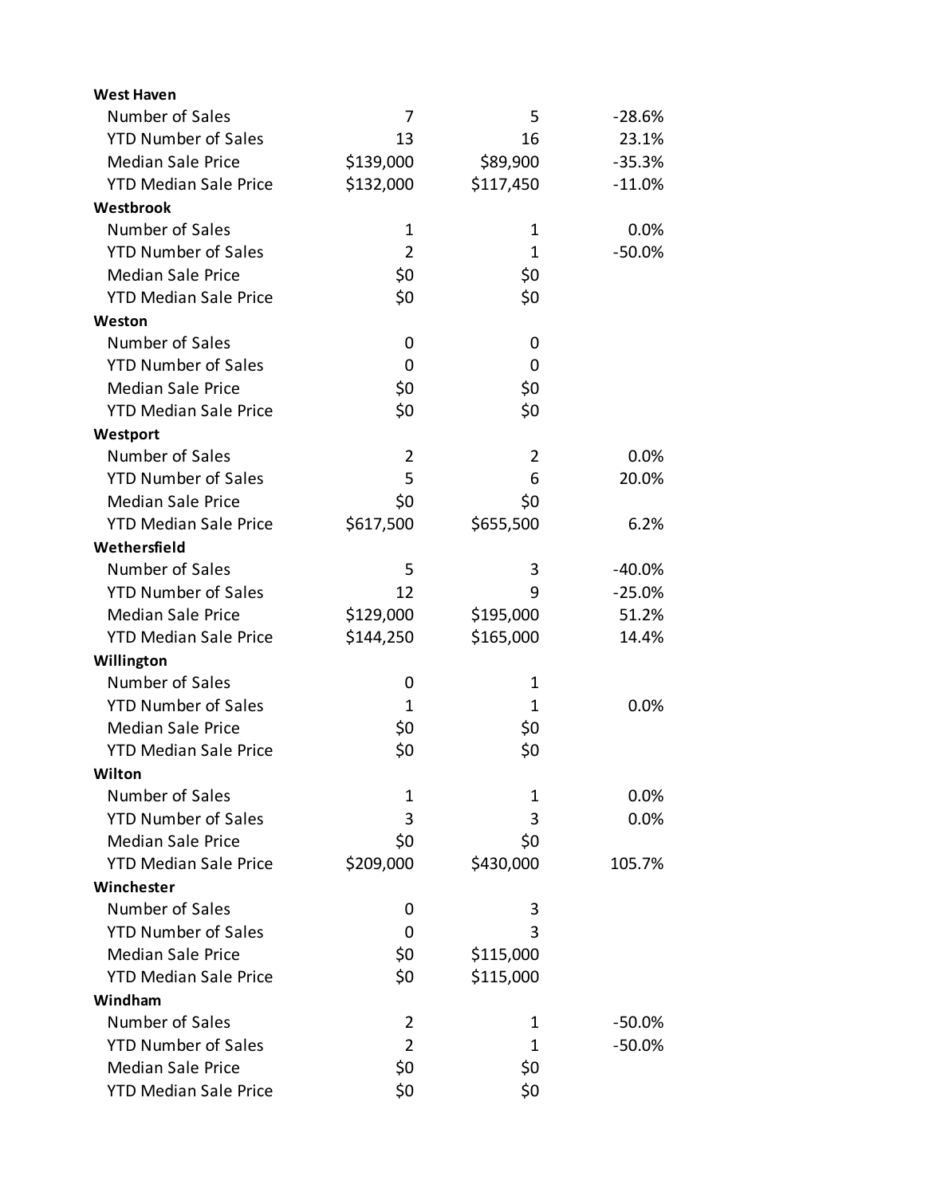| | | | |
|---|---|---|---|
| **West Haven** | | | |
| Number of Sales | 7 | 5 | -28.6% |
| YTD Number of Sales | 13 | 16 | 23.1% |
| Median Sale Price | $139,000 | $89,900 | -35.3% |
| YTD Median Sale Price | $132,000 | $117,450 | -11.0% |
| **Westbrook** | | | |
| Number of Sales | 1 | 1 | 0.0% |
| YTD Number of Sales | 2 | 1 | -50.0% |
| Median Sale Price | $0 | $0 | |
| YTD Median Sale Price | $0 | $0 | |
| **Weston** | | | |
| Number of Sales | 0 | 0 | |
| YTD Number of Sales | 0 | 0 | |
| Median Sale Price | $0 | $0 | |
| YTD Median Sale Price | $0 | $0 | |
| **Westport** | | | |
| Number of Sales | 2 | 2 | 0.0% |
| YTD Number of Sales | 5 | 6 | 20.0% |
| Median Sale Price | $0 | $0 | |
| YTD Median Sale Price | $617,500 | $655,500 | 6.2% |
| **Wethersfield** | | | |
| Number of Sales | 5 | 3 | -40.0% |
| YTD Number of Sales | 12 | 9 | -25.0% |
| Median Sale Price | $129,000 | $195,000 | 51.2% |
| YTD Median Sale Price | $144,250 | $165,000 | 14.4% |
| **Willington** | | | |
| Number of Sales | 0 | 1 | |
| YTD Number of Sales | 1 | 1 | 0.0% |
| Median Sale Price | $0 | $0 | |
| YTD Median Sale Price | $0 | $0 | |
| **Wilton** | | | |
| Number of Sales | 1 | 1 | 0.0% |
| YTD Number of Sales | 3 | 3 | 0.0% |
| Median Sale Price | $0 | $0 | |
| YTD Median Sale Price | $209,000 | $430,000 | 105.7% |
| **Winchester** | | | |
| Number of Sales | 0 | 3 | |
| YTD Number of Sales | 0 | 3 | |
| Median Sale Price | $0 | $115,000 | |
| YTD Median Sale Price | $0 | $115,000 | |
| **Windham** | | | |
| Number of Sales | 2 | 1 | -50.0% |
| YTD Number of Sales | 2 | 1 | -50.0% |
| Median Sale Price | $0 | $0 | |
| YTD Median Sale Price | $0 | $0 | |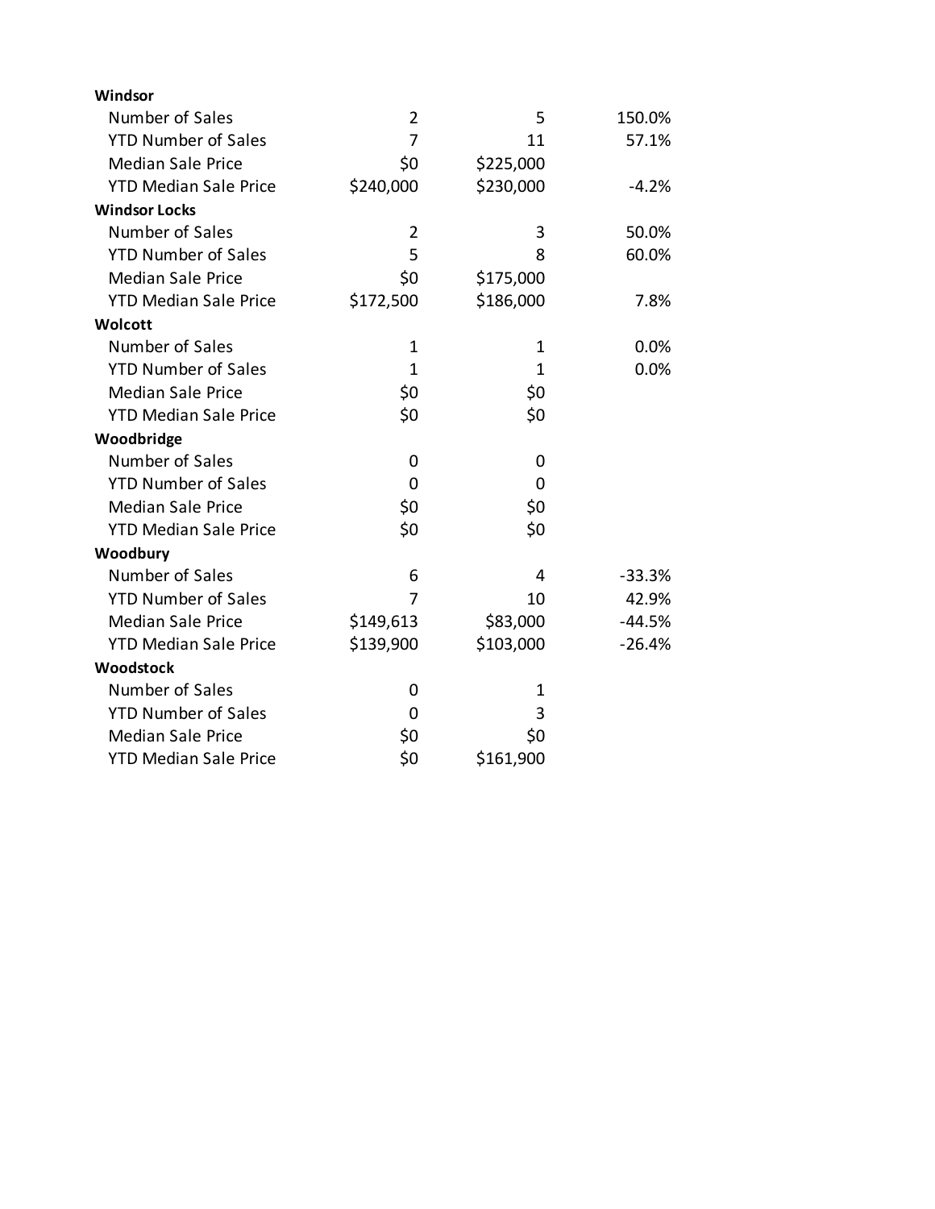| | | | |
|---|---|---|---|
| **Windsor** | | | |
| Number of Sales | 2 | 5 | 150.0% |
| YTD Number of Sales | 7 | 11 | 57.1% |
| Median Sale Price | $0 | $225,000 | |
| YTD Median Sale Price | $240,000 | $230,000 | -4.2% |
| **Windsor Locks** | | | |
| Number of Sales | 2 | 3 | 50.0% |
| YTD Number of Sales | 5 | 8 | 60.0% |
| Median Sale Price | $0 | $175,000 | |
| YTD Median Sale Price | $172,500 | $186,000 | 7.8% |
| **Wolcott** | | | |
| Number of Sales | 1 | 1 | 0.0% |
| YTD Number of Sales | 1 | 1 | 0.0% |
| Median Sale Price | $0 | $0 | |
| YTD Median Sale Price | $0 | $0 | |
| **Woodbridge** | | | |
| Number of Sales | 0 | 0 | |
| YTD Number of Sales | 0 | 0 | |
| Median Sale Price | $0 | $0 | |
| YTD Median Sale Price | $0 | $0 | |
| **Woodbury** | | | |
| Number of Sales | 6 | 4 | -33.3% |
| YTD Number of Sales | 7 | 10 | 42.9% |
| Median Sale Price | $149,613 | $83,000 | -44.5% |
| YTD Median Sale Price | $139,900 | $103,000 | -26.4% |
| **Woodstock** | | | |
| Number of Sales | 0 | 1 | |
| YTD Number of Sales | 0 | 3 | |
| Median Sale Price | $0 | $0 | |
| YTD Median Sale Price | $0 | $161,900 | |